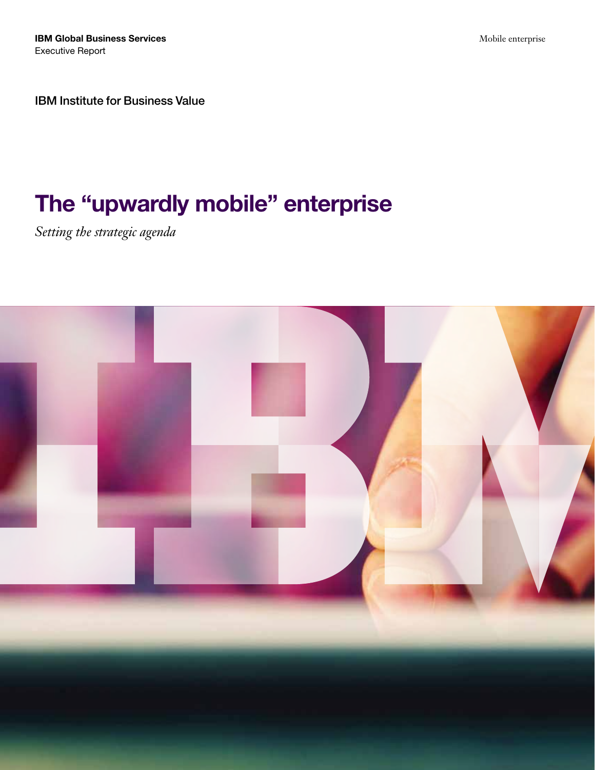**IBM Global Business Services**
Executive Report

Mobile enterprise

IBM Institute for Business Value

# The "upwardly mobile" enterprise

*Setting the strategic agenda*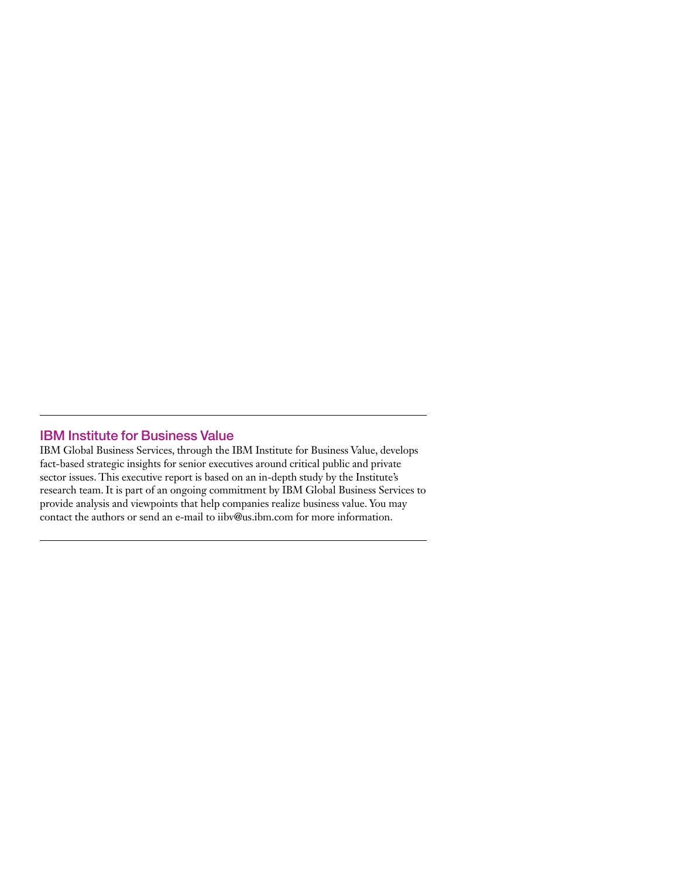## IBM Institute for Business Value

IBM Global Business Services, through the IBM Institute for Business Value, develops fact-based strategic insights for senior executives around critical public and private sector issues. This executive report is based on an in-depth study by the Institute's research team. It is part of an ongoing commitment by IBM Global Business Services to provide analysis and viewpoints that help companies realize business value. You may contact the authors or send an e-mail to iibv@us.ibm.com for more information.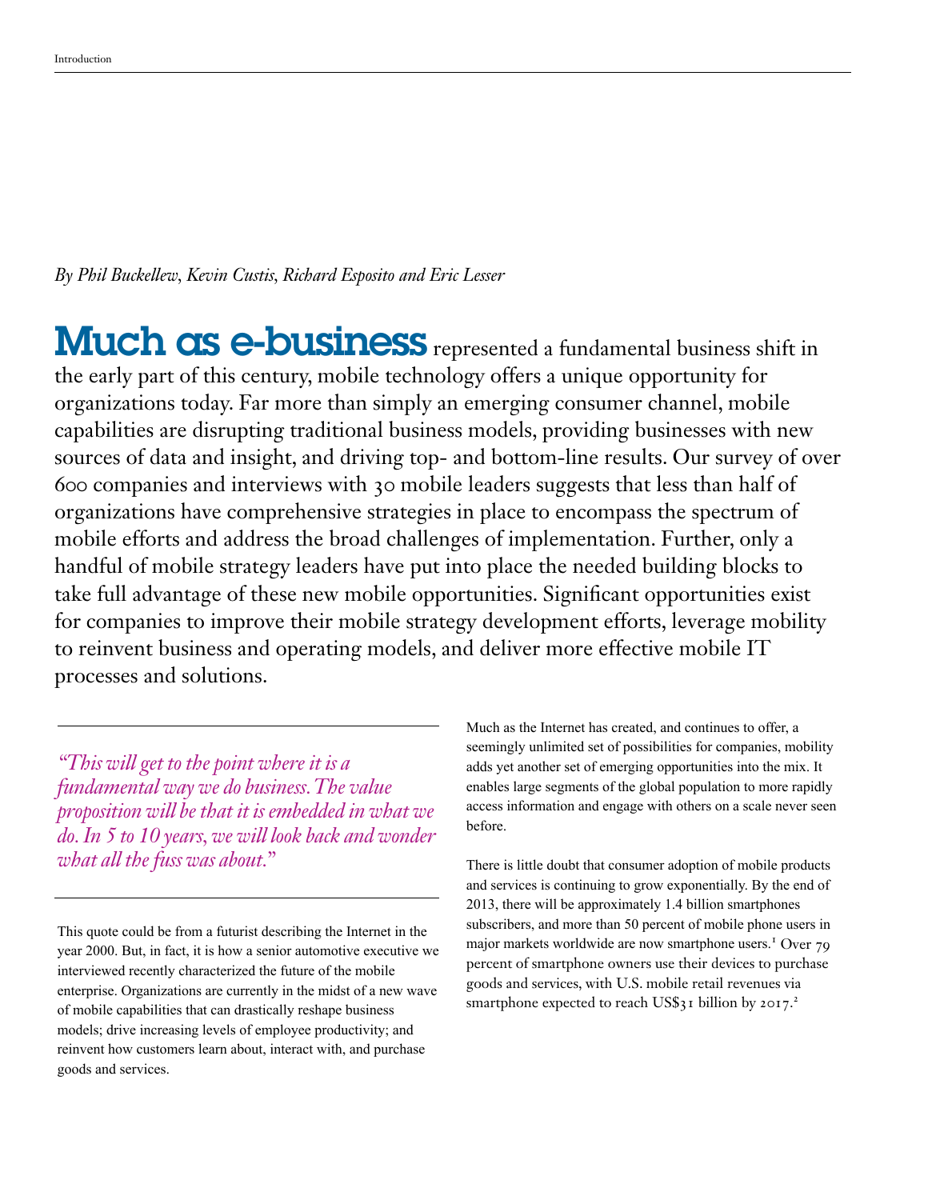*By Phil Buckellew, Kevin Custis, Richard Esposito and Eric Lesser*

**Much as e-business** represented a fundamental business shift in the early part of this century, mobile technology offers a unique opportunity for organizations today. Far more than simply an emerging consumer channel, mobile capabilities are disrupting traditional business models, providing businesses with new sources of data and insight, and driving top- and bottom-line results. Our survey of over 600 companies and interviews with 30 mobile leaders suggests that less than half of organizations have comprehensive strategies in place to encompass the spectrum of mobile efforts and address the broad challenges of implementation. Further, only a handful of mobile strategy leaders have put into place the needed building blocks to take full advantage of these new mobile opportunities. Significant opportunities exist for companies to improve their mobile strategy development efforts, leverage mobility to reinvent business and operating models, and deliver more effective mobile IT processes and solutions.

> *"This will get to the point where it is a fundamental way we do business. The value proposition will be that it is embedded in what we do. In 5 to 10 years, we will look back and wonder what all the fuss was about."*

This quote could be from a futurist describing the Internet in the year 2000. But, in fact, it is how a senior automotive executive we interviewed recently characterized the future of the mobile enterprise. Organizations are currently in the midst of a new wave of mobile capabilities that can drastically reshape business models; drive increasing levels of employee productivity; and reinvent how customers learn about, interact with, and purchase goods and services.

Much as the Internet has created, and continues to offer, a seemingly unlimited set of possibilities for companies, mobility adds yet another set of emerging opportunities into the mix. It enables large segments of the global population to more rapidly access information and engage with others on a scale never seen before.

There is little doubt that consumer adoption of mobile products and services is continuing to grow exponentially. By the end of 2013, there will be approximately 1.4 billion smartphones subscribers, and more than 50 percent of mobile phone users in major markets worldwide are now smartphone users.[1] Over 79 percent of smartphone owners use their devices to purchase goods and services, with U.S. mobile retail revenues via smartphone expected to reach US$31 billion by 2017.[2]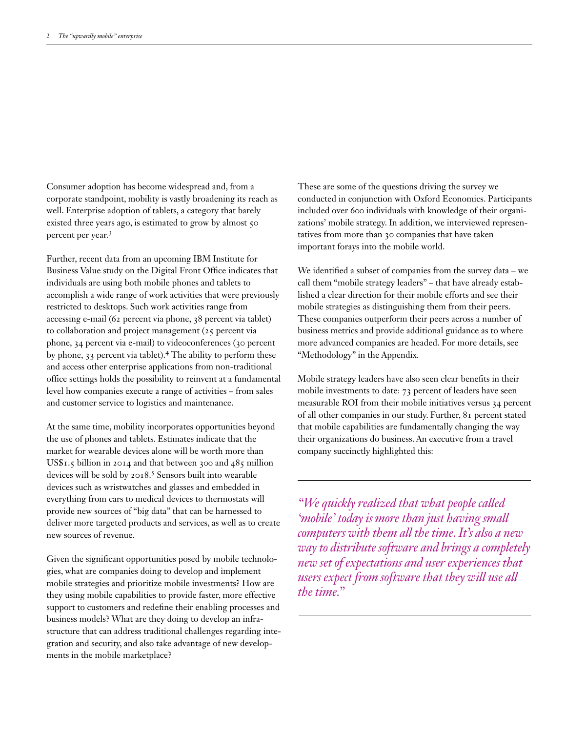Consumer adoption has become widespread and, from a corporate standpoint, mobility is vastly broadening its reach as well. Enterprise adoption of tablets, a category that barely existed three years ago, is estimated to grow by almost 50 percent per year.[3]

Further, recent data from an upcoming IBM Institute for Business Value study on the Digital Front Office indicates that individuals are using both mobile phones and tablets to accomplish a wide range of work activities that were previously restricted to desktops. Such work activities range from accessing e-mail (62 percent via phone, 38 percent via tablet) to collaboration and project management (25 percent via phone, 34 percent via e-mail) to videoconferences (30 percent by phone, 33 percent via tablet).[4] The ability to perform these and access other enterprise applications from non-traditional office settings holds the possibility to reinvent at a fundamental level how companies execute a range of activities – from sales and customer service to logistics and maintenance.

At the same time, mobility incorporates opportunities beyond the use of phones and tablets. Estimates indicate that the market for wearable devices alone will be worth more than US$1.5 billion in 2014 and that between 300 and 485 million devices will be sold by 2018.[5] Sensors built into wearable devices such as wristwatches and glasses and embedded in everything from cars to medical devices to thermostats will provide new sources of "big data" that can be harnessed to deliver more targeted products and services, as well as to create new sources of revenue.

Given the significant opportunities posed by mobile technologies, what are companies doing to develop and implement mobile strategies and prioritize mobile investments? How are they using mobile capabilities to provide faster, more effective support to customers and redefine their enabling processes and business models? What are they doing to develop an infrastructure that can address traditional challenges regarding integration and security, and also take advantage of new developments in the mobile marketplace?

These are some of the questions driving the survey we conducted in conjunction with Oxford Economics. Participants included over 600 individuals with knowledge of their organizations' mobile strategy. In addition, we interviewed representatives from more than 30 companies that have taken important forays into the mobile world.

We identified a subset of companies from the survey data – we call them "mobile strategy leaders" – that have already established a clear direction for their mobile efforts and see their mobile strategies as distinguishing them from their peers. These companies outperform their peers across a number of business metrics and provide additional guidance as to where more advanced companies are headed. For more details, see "Methodology" in the Appendix.

Mobile strategy leaders have also seen clear benefits in their mobile investments to date: 73 percent of leaders have seen measurable ROI from their mobile initiatives versus 34 percent of all other companies in our study. Further, 81 percent stated that mobile capabilities are fundamentally changing the way their organizations do business. An executive from a travel company succinctly highlighted this:

*"We quickly realized that what people called 'mobile' today is more than just having small computers with them all the time. It's also a new way to distribute software and brings a completely new set of expectations and user experiences that users expect from software that they will use all the time."*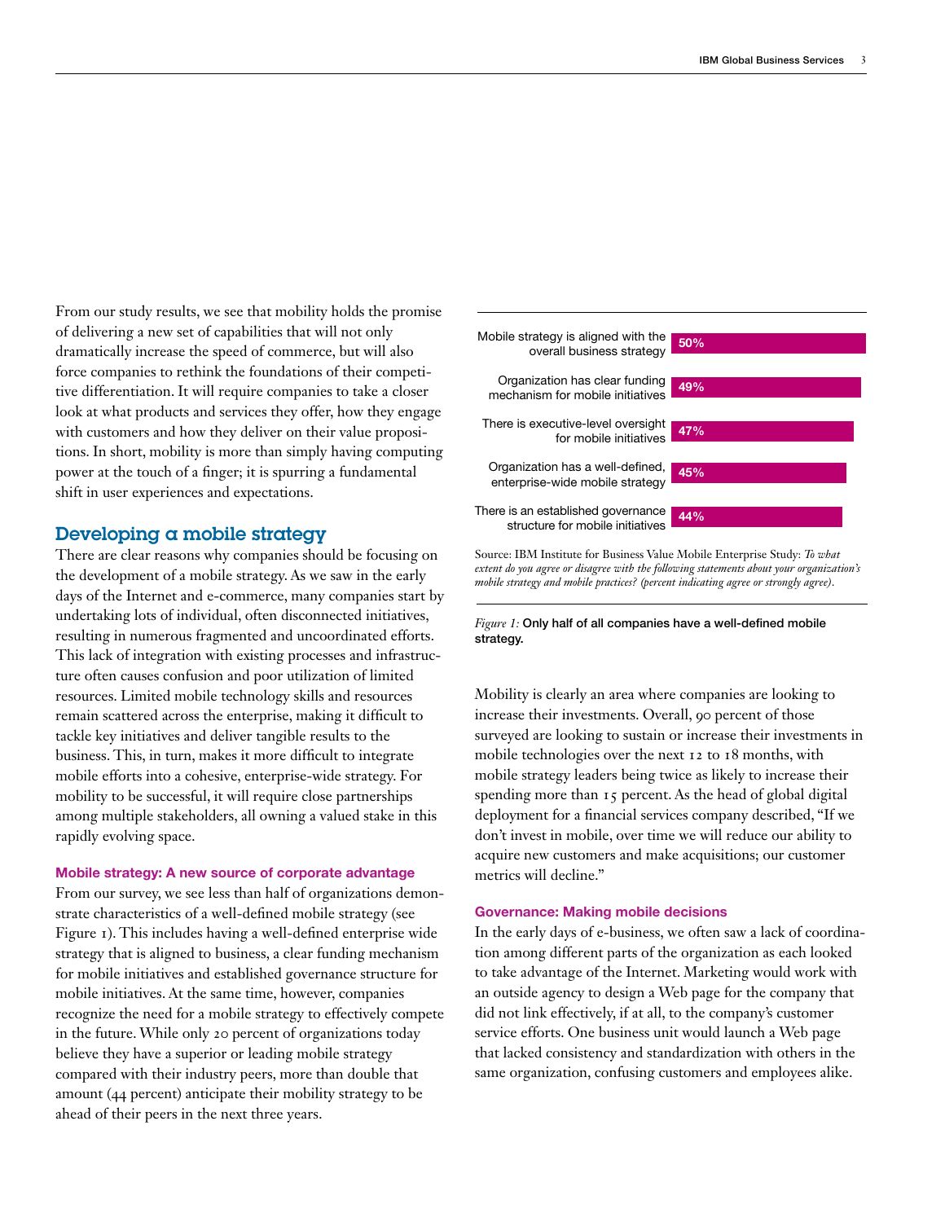From our study results, we see that mobility holds the promise of delivering a new set of capabilities that will not only dramatically increase the speed of commerce, but will also force companies to rethink the foundations of their competitive differentiation. It will require companies to take a closer look at what products and services they offer, how they engage with customers and how they deliver on their value propositions. In short, mobility is more than simply having computing power at the touch of a finger; it is spurring a fundamental shift in user experiences and expectations.

## Developing a mobile strategy

There are clear reasons why companies should be focusing on the development of a mobile strategy. As we saw in the early days of the Internet and e-commerce, many companies start by undertaking lots of individual, often disconnected initiatives, resulting in numerous fragmented and uncoordinated efforts. This lack of integration with existing processes and infrastructure often causes confusion and poor utilization of limited resources. Limited mobile technology skills and resources remain scattered across the enterprise, making it difficult to tackle key initiatives and deliver tangible results to the business. This, in turn, makes it more difficult to integrate mobile efforts into a cohesive, enterprise-wide strategy. For mobility to be successful, it will require close partnerships among multiple stakeholders, all owning a valued stake in this rapidly evolving space.

### Mobile strategy: A new source of corporate advantage

From our survey, we see less than half of organizations demonstrate characteristics of a well-defined mobile strategy (see Figure 1). This includes having a well-defined enterprise wide strategy that is aligned to business, a clear funding mechanism for mobile initiatives and established governance structure for mobile initiatives. At the same time, however, companies recognize the need for a mobile strategy to effectively compete in the future. While only 20 percent of organizations today believe they have a superior or leading mobile strategy compared with their industry peers, more than double that amount (44 percent) anticipate their mobility strategy to be ahead of their peers in the next three years.

| Statement | Percent |
|---|---|
| Mobile strategy is aligned with the overall business strategy | 50% |
| Organization has clear funding mechanism for mobile initiatives | 49% |
| There is executive-level oversight for mobile initiatives | 47% |
| Organization has a well-defined, enterprise-wide mobile strategy | 45% |
| There is an established governance structure for mobile initiatives | 44% |

Source: IBM Institute for Business Value Mobile Enterprise Study: *To what extent do you agree or disagree with the following statements about your organization's mobile strategy and mobile practices? (percent indicating agree or strongly agree).*

*Figure 1:* **Only half of all companies have a well-defined mobile strategy.**

Mobility is clearly an area where companies are looking to increase their investments. Overall, 90 percent of those surveyed are looking to sustain or increase their investments in mobile technologies over the next 12 to 18 months, with mobile strategy leaders being twice as likely to increase their spending more than 15 percent. As the head of global digital deployment for a financial services company described, "If we don't invest in mobile, over time we will reduce our ability to acquire new customers and make acquisitions; our customer metrics will decline."

### Governance: Making mobile decisions

In the early days of e-business, we often saw a lack of coordination among different parts of the organization as each looked to take advantage of the Internet. Marketing would work with an outside agency to design a Web page for the company that did not link effectively, if at all, to the company's customer service efforts. One business unit would launch a Web page that lacked consistency and standardization with others in the same organization, confusing customers and employees alike.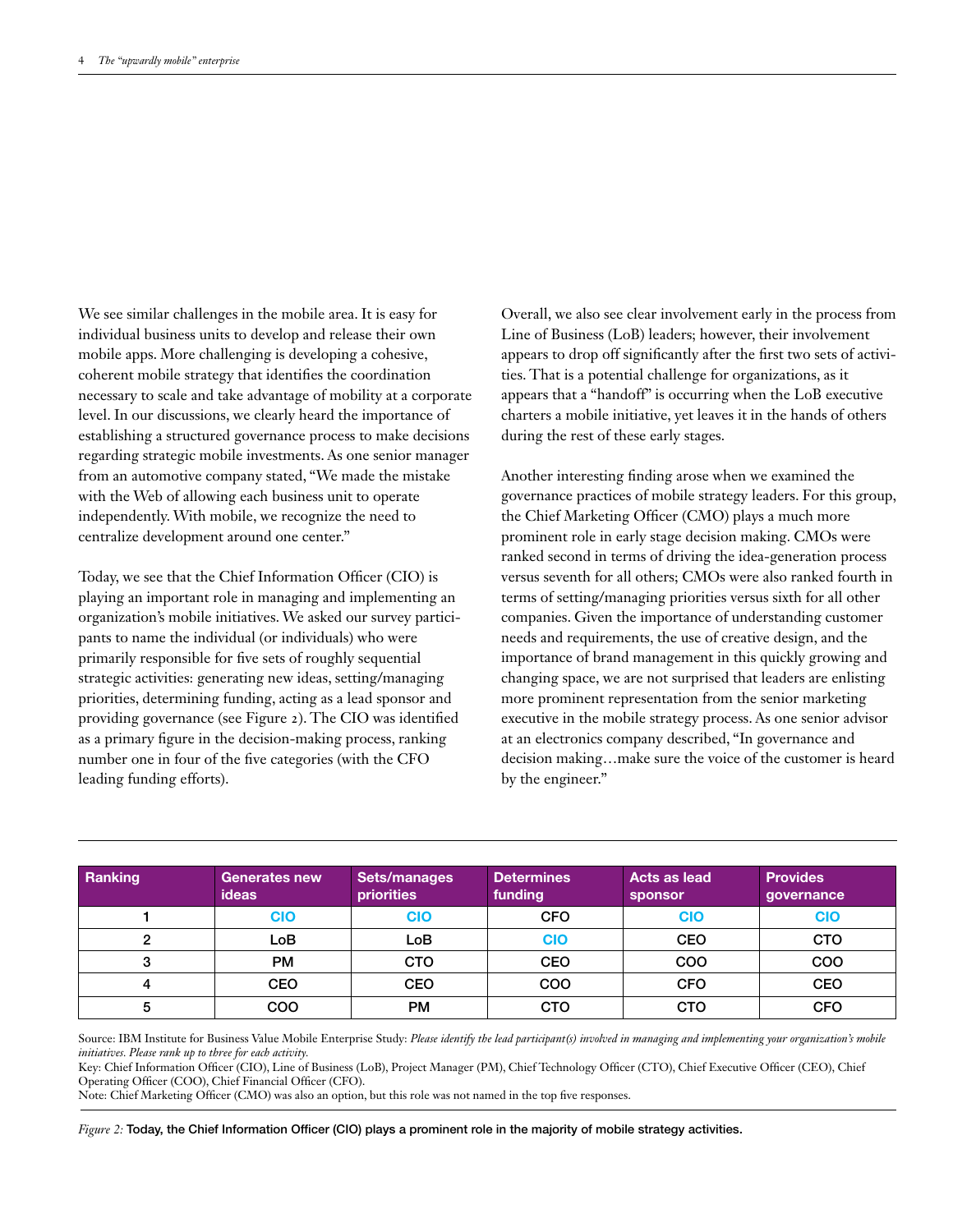We see similar challenges in the mobile area. It is easy for individual business units to develop and release their own mobile apps. More challenging is developing a cohesive, coherent mobile strategy that identifies the coordination necessary to scale and take advantage of mobility at a corporate level. In our discussions, we clearly heard the importance of establishing a structured governance process to make decisions regarding strategic mobile investments. As one senior manager from an automotive company stated, "We made the mistake with the Web of allowing each business unit to operate independently. With mobile, we recognize the need to centralize development around one center."

Today, we see that the Chief Information Officer (CIO) is playing an important role in managing and implementing an organization's mobile initiatives. We asked our survey participants to name the individual (or individuals) who were primarily responsible for five sets of roughly sequential strategic activities: generating new ideas, setting/managing priorities, determining funding, acting as a lead sponsor and providing governance (see Figure 2). The CIO was identified as a primary figure in the decision-making process, ranking number one in four of the five categories (with the CFO leading funding efforts).

Overall, we also see clear involvement early in the process from Line of Business (LoB) leaders; however, their involvement appears to drop off significantly after the first two sets of activities. That is a potential challenge for organizations, as it appears that a "handoff" is occurring when the LoB executive charters a mobile initiative, yet leaves it in the hands of others during the rest of these early stages.

Another interesting finding arose when we examined the governance practices of mobile strategy leaders. For this group, the Chief Marketing Officer (CMO) plays a much more prominent role in early stage decision making. CMOs were ranked second in terms of driving the idea-generation process versus seventh for all others; CMOs were also ranked fourth in terms of setting/managing priorities versus sixth for all other companies. Given the importance of understanding customer needs and requirements, the use of creative design, and the importance of brand management in this quickly growing and changing space, we are not surprised that leaders are enlisting more prominent representation from the senior marketing executive in the mobile strategy process. As one senior advisor at an electronics company described, "In governance and decision making…make sure the voice of the customer is heard by the engineer."

| Ranking | Generates new ideas | Sets/manages priorities | Determines funding | Acts as lead sponsor | Provides governance |
|---|---|---|---|---|---|
| 1 | CIO | CIO | CFO | CIO | CIO |
| 2 | LoB | LoB | CIO | CEO | CTO |
| 3 | PM | CTO | CEO | COO | COO |
| 4 | CEO | CEO | COO | CFO | CEO |
| 5 | COO | PM | CTO | CTO | CFO |

Source: IBM Institute for Business Value Mobile Enterprise Study: *Please identify the lead participant(s) involved in managing and implementing your organization's mobile initiatives. Please rank up to three for each activity.*

Key: Chief Information Officer (CIO), Line of Business (LoB), Project Manager (PM), Chief Technology Officer (CTO), Chief Executive Officer (CEO), Chief Operating Officer (COO), Chief Financial Officer (CFO).

Note: Chief Marketing Officer (CMO) was also an option, but this role was not named in the top five responses.

*Figure 2:* **Today, the Chief Information Officer (CIO) plays a prominent role in the majority of mobile strategy activities.**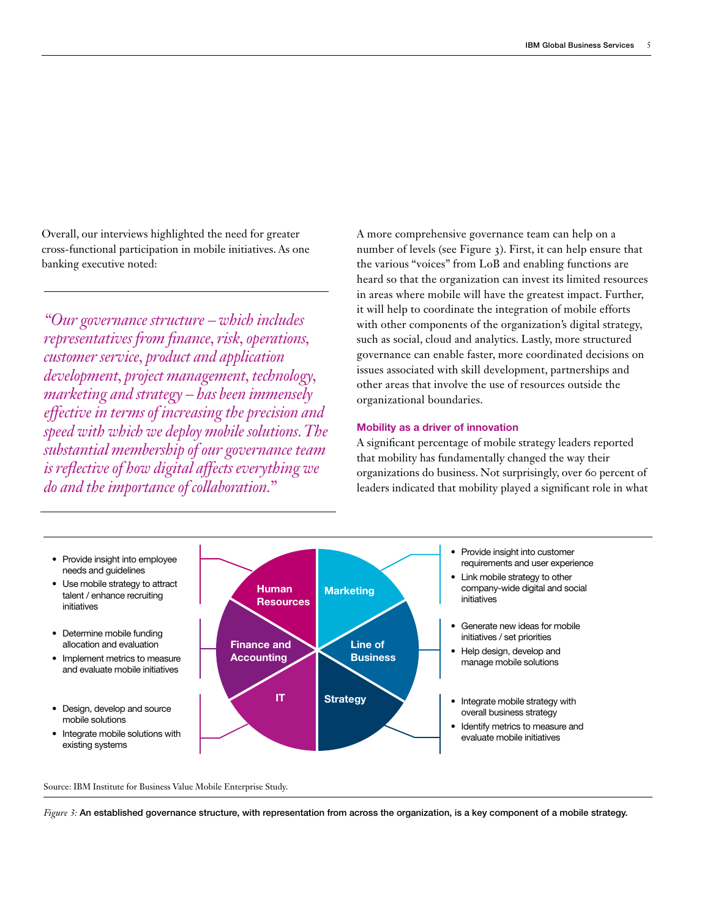Overall, our interviews highlighted the need for greater cross-functional participation in mobile initiatives. As one banking executive noted:

*"Our governance structure – which includes representatives from finance, risk, operations, customer service, product and application development, project management, technology, marketing and strategy – has been immensely effective in terms of increasing the precision and speed with which we deploy mobile solutions. The substantial membership of our governance team is reflective of how digital affects everything we do and the importance of collaboration."*

A more comprehensive governance team can help on a number of levels (see Figure 3). First, it can help ensure that the various "voices" from LoB and enabling functions are heard so that the organization can invest its limited resources in areas where mobile will have the greatest impact. Further, it will help to coordinate the integration of mobile efforts with other components of the organization's digital strategy, such as social, cloud and analytics. Lastly, more structured governance can enable faster, more coordinated decisions on issues associated with skill development, partnerships and other areas that involve the use of resources outside the organizational boundaries.

### Mobility as a driver of innovation

A significant percentage of mobile strategy leaders reported that mobility has fundamentally changed the way their organizations do business. Not surprisingly, over 60 percent of leaders indicated that mobility played a significant role in what

**Human Resources**
- Provide insight into employee needs and guidelines
- Use mobile strategy to attract talent / enhance recruiting initiatives

**Finance and Accounting**
- Determine mobile funding allocation and evaluation
- Implement metrics to measure and evaluate mobile initiatives

**IT**
- Design, develop and source mobile solutions
- Integrate mobile solutions with existing systems

**Marketing**
- Provide insight into customer requirements and user experience
- Link mobile strategy to other company-wide digital and social initiatives

**Line of Business**
- Generate new ideas for mobile initiatives / set priorities
- Help design, develop and manage mobile solutions

**Strategy**
- Integrate mobile strategy with overall business strategy
- Identify metrics to measure and evaluate mobile initiatives

Source: IBM Institute for Business Value Mobile Enterprise Study.

*Figure 3:* **An established governance structure, with representation from across the organization, is a key component of a mobile strategy.**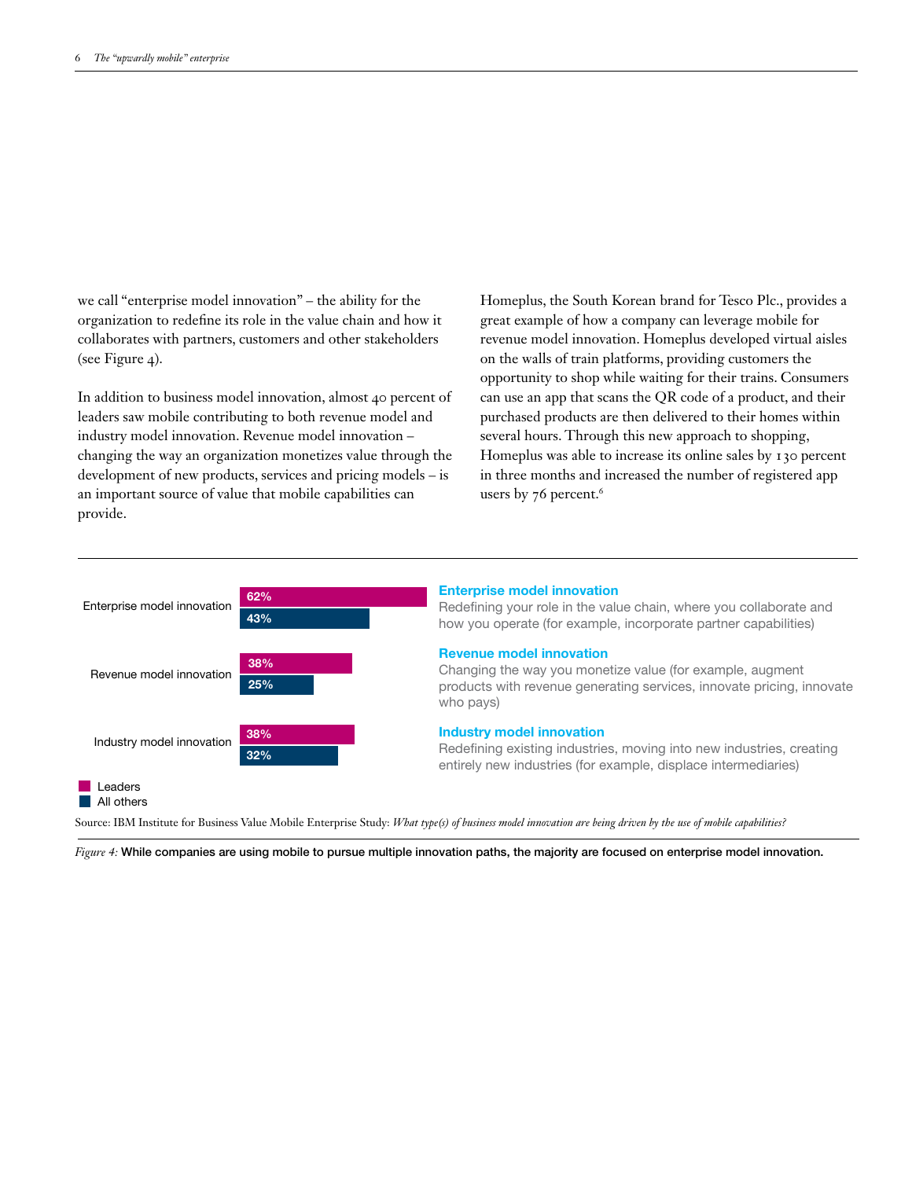we call "enterprise model innovation" – the ability for the organization to redefine its role in the value chain and how it collaborates with partners, customers and other stakeholders (see Figure 4).

In addition to business model innovation, almost 40 percent of leaders saw mobile contributing to both revenue model and industry model innovation. Revenue model innovation – changing the way an organization monetizes value through the development of new products, services and pricing models – is an important source of value that mobile capabilities can provide.

Homeplus, the South Korean brand for Tesco Plc., provides a great example of how a company can leverage mobile for revenue model innovation. Homeplus developed virtual aisles on the walls of train platforms, providing customers the opportunity to shop while waiting for their trains. Consumers can use an app that scans the QR code of a product, and their purchased products are then delivered to their homes within several hours. Through this new approach to shopping, Homeplus was able to increase its online sales by 130 percent in three months and increased the number of registered app users by 76 percent.[6]

| | Leaders | All others |
|---|---|---|
| Enterprise model innovation | 62% | 43% |
| Revenue model innovation | 38% | 25% |
| Industry model innovation | 38% | 32% |

**Enterprise model innovation**
Redefining your role in the value chain, where you collaborate and how you operate (for example, incorporate partner capabilities)

**Revenue model innovation**
Changing the way you monetize value (for example, augment products with revenue generating services, innovate pricing, innovate who pays)

**Industry model innovation**
Redefining existing industries, moving into new industries, creating entirely new industries (for example, displace intermediaries)

Source: IBM Institute for Business Value Mobile Enterprise Study: *What type(s) of business model innovation are being driven by the use of mobile capabilities?*

*Figure 4:* **While companies are using mobile to pursue multiple innovation paths, the majority are focused on enterprise model innovation.**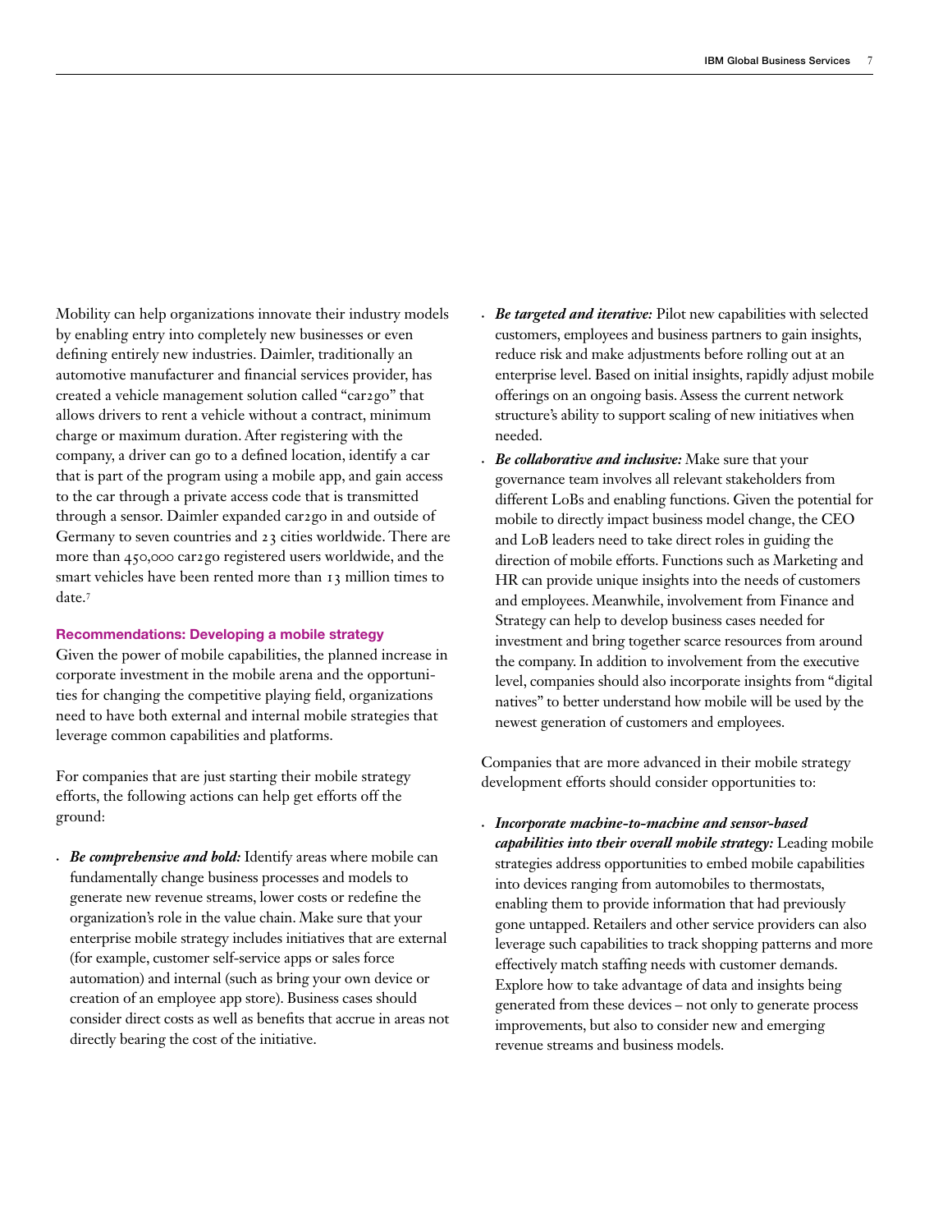Mobility can help organizations innovate their industry models by enabling entry into completely new businesses or even defining entirely new industries. Daimler, traditionally an automotive manufacturer and financial services provider, has created a vehicle management solution called "car2go" that allows drivers to rent a vehicle without a contract, minimum charge or maximum duration. After registering with the company, a driver can go to a defined location, identify a car that is part of the program using a mobile app, and gain access to the car through a private access code that is transmitted through a sensor. Daimler expanded car2go in and outside of Germany to seven countries and 23 cities worldwide. There are more than 450,000 car2go registered users worldwide, and the smart vehicles have been rented more than 13 million times to date.[7]

### Recommendations: Developing a mobile strategy

Given the power of mobile capabilities, the planned increase in corporate investment in the mobile arena and the opportunities for changing the competitive playing field, organizations need to have both external and internal mobile strategies that leverage common capabilities and platforms.

For companies that are just starting their mobile strategy efforts, the following actions can help get efforts off the ground:

- ***Be comprehensive and bold:*** Identify areas where mobile can fundamentally change business processes and models to generate new revenue streams, lower costs or redefine the organization's role in the value chain. Make sure that your enterprise mobile strategy includes initiatives that are external (for example, customer self-service apps or sales force automation) and internal (such as bring your own device or creation of an employee app store). Business cases should consider direct costs as well as benefits that accrue in areas not directly bearing the cost of the initiative.
- ***Be targeted and iterative:*** Pilot new capabilities with selected customers, employees and business partners to gain insights, reduce risk and make adjustments before rolling out at an enterprise level. Based on initial insights, rapidly adjust mobile offerings on an ongoing basis. Assess the current network structure's ability to support scaling of new initiatives when needed.
- ***Be collaborative and inclusive:*** Make sure that your governance team involves all relevant stakeholders from different LoBs and enabling functions. Given the potential for mobile to directly impact business model change, the CEO and LoB leaders need to take direct roles in guiding the direction of mobile efforts. Functions such as Marketing and HR can provide unique insights into the needs of customers and employees. Meanwhile, involvement from Finance and Strategy can help to develop business cases needed for investment and bring together scarce resources from around the company. In addition to involvement from the executive level, companies should also incorporate insights from "digital natives" to better understand how mobile will be used by the newest generation of customers and employees.

Companies that are more advanced in their mobile strategy development efforts should consider opportunities to:

- ***Incorporate machine-to-machine and sensor-based capabilities into their overall mobile strategy:*** Leading mobile strategies address opportunities to embed mobile capabilities into devices ranging from automobiles to thermostats, enabling them to provide information that had previously gone untapped. Retailers and other service providers can also leverage such capabilities to track shopping patterns and more effectively match staffing needs with customer demands. Explore how to take advantage of data and insights being generated from these devices – not only to generate process improvements, but also to consider new and emerging revenue streams and business models.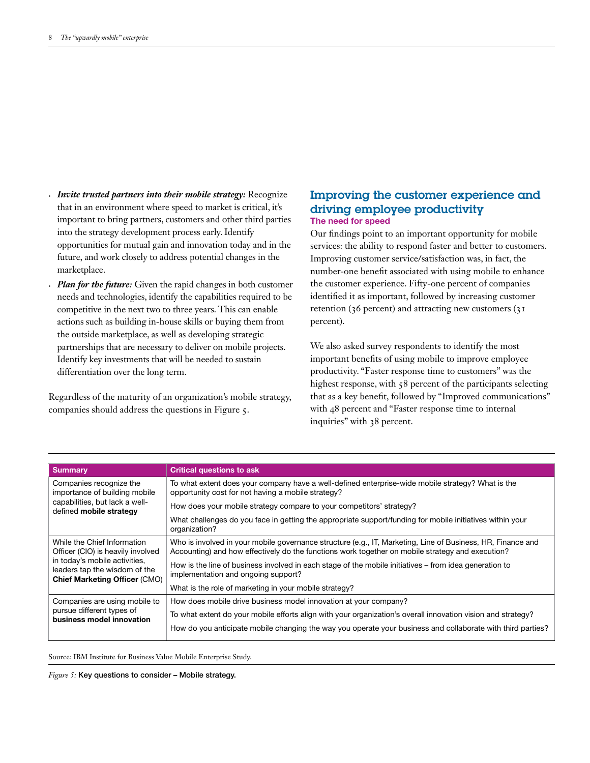- ***Invite trusted partners into their mobile strategy:*** Recognize that in an environment where speed to market is critical, it's important to bring partners, customers and other third parties into the strategy development process early. Identify opportunities for mutual gain and innovation today and in the future, and work closely to address potential changes in the marketplace.
- ***Plan for the future:*** Given the rapid changes in both customer needs and technologies, identify the capabilities required to be competitive in the next two to three years. This can enable actions such as building in-house skills or buying them from the outside marketplace, as well as developing strategic partnerships that are necessary to deliver on mobile projects. Identify key investments that will be needed to sustain differentiation over the long term.

Regardless of the maturity of an organization's mobile strategy, companies should address the questions in Figure 5.

## Improving the customer experience and driving employee productivity

### The need for speed

Our findings point to an important opportunity for mobile services: the ability to respond faster and better to customers. Improving customer service/satisfaction was, in fact, the number-one benefit associated with using mobile to enhance the customer experience. Fifty-one percent of companies identified it as important, followed by increasing customer retention (36 percent) and attracting new customers (31 percent).

We also asked survey respondents to identify the most important benefits of using mobile to improve employee productivity. "Faster response time to customers" was the highest response, with 58 percent of the participants selecting that as a key benefit, followed by "Improved communications" with 48 percent and "Faster response time to internal inquiries" with 38 percent.

| Summary | Critical questions to ask |
|---|---|
| Companies recognize the importance of building mobile capabilities, but lack a well-defined **mobile strategy** | To what extent does your company have a well-defined enterprise-wide mobile strategy? What is the opportunity cost for not having a mobile strategy? |
| | How does your mobile strategy compare to your competitors' strategy? |
| | What challenges do you face in getting the appropriate support/funding for mobile initiatives within your organization? |
| While the Chief Information Officer (CIO) is heavily involved in today's mobile activities, leaders tap the wisdom of the **Chief Marketing Officer** (CMO) | Who is involved in your mobile governance structure (e.g., IT, Marketing, Line of Business, HR, Finance and Accounting) and how effectively do the functions work together on mobile strategy and execution? |
| | How is the line of business involved in each stage of the mobile initiatives – from idea generation to implementation and ongoing support? |
| | What is the role of marketing in your mobile strategy? |
| Companies are using mobile to pursue different types of **business model innovation** | How does mobile drive business model innovation at your company? |
| | To what extent do your mobile efforts align with your organization's overall innovation vision and strategy? |
| | How do you anticipate mobile changing the way you operate your business and collaborate with third parties? |

Source: IBM Institute for Business Value Mobile Enterprise Study.

*Figure 5:* **Key questions to consider – Mobile strategy.**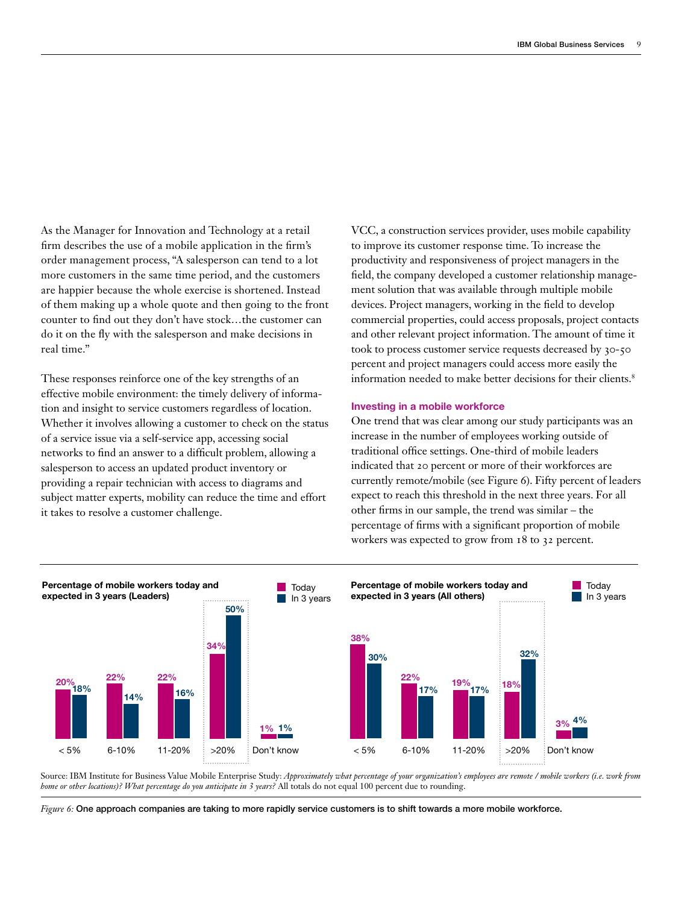As the Manager for Innovation and Technology at a retail firm describes the use of a mobile application in the firm's order management process, "A salesperson can tend to a lot more customers in the same time period, and the customers are happier because the whole exercise is shortened. Instead of them making up a whole quote and then going to the front counter to find out they don't have stock…the customer can do it on the fly with the salesperson and make decisions in real time."

These responses reinforce one of the key strengths of an effective mobile environment: the timely delivery of information and insight to service customers regardless of location. Whether it involves allowing a customer to check on the status of a service issue via a self-service app, accessing social networks to find an answer to a difficult problem, allowing a salesperson to access an updated product inventory or providing a repair technician with access to diagrams and subject matter experts, mobility can reduce the time and effort it takes to resolve a customer challenge.

VCC, a construction services provider, uses mobile capability to improve its customer response time. To increase the productivity and responsiveness of project managers in the field, the company developed a customer relationship management solution that was available through multiple mobile devices. Project managers, working in the field to develop commercial properties, could access proposals, project contacts and other relevant project information. The amount of time it took to process customer service requests decreased by 30-50 percent and project managers could access more easily the information needed to make better decisions for their clients.[8]

### Investing in a mobile workforce

One trend that was clear among our study participants was an increase in the number of employees working outside of traditional office settings. One-third of mobile leaders indicated that 20 percent or more of their workforces are currently remote/mobile (see Figure 6). Fifty percent of leaders expect to reach this threshold in the next three years. For all other firms in our sample, the trend was similar – the percentage of firms with a significant proportion of mobile workers was expected to grow from 18 to 32 percent.

**Percentage of mobile workers today and expected in 3 years (Leaders)**

| | < 5% | 6-10% | 11-20% | >20% | Don't know |
|---|---|---|---|---|---|
| Today | 20% | 22% | 22% | 34% | 1% |
| In 3 years | 18% | 14% | 16% | 50% | 1% |

**Percentage of mobile workers today and expected in 3 years (All others)**

| | < 5% | 6-10% | 11-20% | >20% | Don't know |
|---|---|---|---|---|---|
| Today | 38% | 22% | 19% | 18% | 3% |
| In 3 years | 30% | 17% | 17% | 32% | 4% |

Source: IBM Institute for Business Value Mobile Enterprise Study: *Approximately what percentage of your organization's employees are remote / mobile workers (i.e. work from home or other locations)? What percentage do you anticipate in 3 years?* All totals do not equal 100 percent due to rounding.

*Figure 6:* **One approach companies are taking to more rapidly service customers is to shift towards a more mobile workforce.**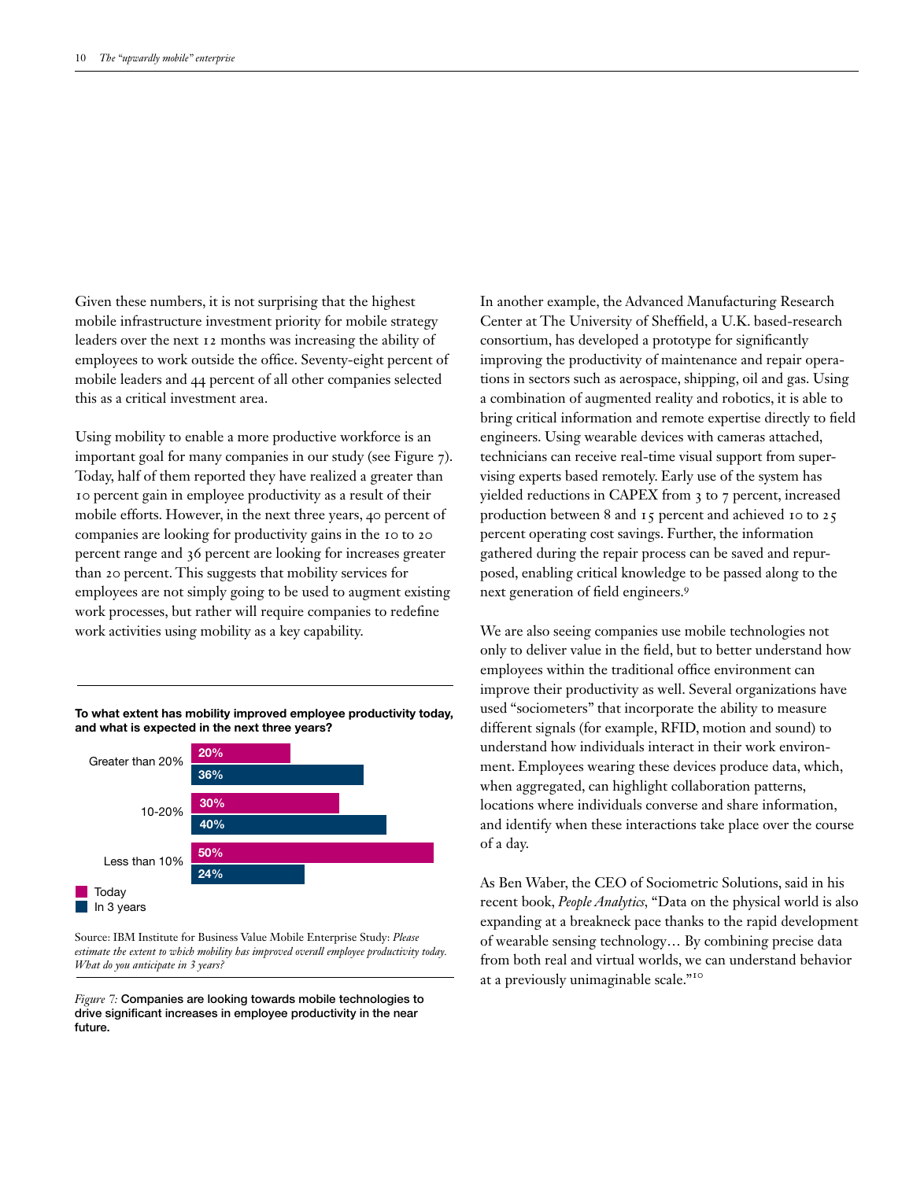Given these numbers, it is not surprising that the highest mobile infrastructure investment priority for mobile strategy leaders over the next 12 months was increasing the ability of employees to work outside the office. Seventy-eight percent of mobile leaders and 44 percent of all other companies selected this as a critical investment area.

Using mobility to enable a more productive workforce is an important goal for many companies in our study (see Figure 7). Today, half of them reported they have realized a greater than 10 percent gain in employee productivity as a result of their mobile efforts. However, in the next three years, 40 percent of companies are looking for productivity gains in the 10 to 20 percent range and 36 percent are looking for increases greater than 20 percent. This suggests that mobility services for employees are not simply going to be used to augment existing work processes, but rather will require companies to redefine work activities using mobility as a key capability.

**To what extent has mobility improved employee productivity today, and what is expected in the next three years?**

| | Today | In 3 years |
|---|---|---|
| Greater than 20% | 20% | 36% |
| 10-20% | 30% | 40% |
| Less than 10% | 50% | 24% |

Source: IBM Institute for Business Value Mobile Enterprise Study: *Please estimate the extent to which mobility has improved overall employee productivity today. What do you anticipate in 3 years?*

*Figure 7:* **Companies are looking towards mobile technologies to drive significant increases in employee productivity in the near future.**

In another example, the Advanced Manufacturing Research Center at The University of Sheffield, a U.K. based-research consortium, has developed a prototype for significantly improving the productivity of maintenance and repair operations in sectors such as aerospace, shipping, oil and gas. Using a combination of augmented reality and robotics, it is able to bring critical information and remote expertise directly to field engineers. Using wearable devices with cameras attached, technicians can receive real-time visual support from supervising experts based remotely. Early use of the system has yielded reductions in CAPEX from 3 to 7 percent, increased production between 8 and 15 percent and achieved 10 to 25 percent operating cost savings. Further, the information gathered during the repair process can be saved and repurposed, enabling critical knowledge to be passed along to the next generation of field engineers.[9]

We are also seeing companies use mobile technologies not only to deliver value in the field, but to better understand how employees within the traditional office environment can improve their productivity as well. Several organizations have used "sociometers" that incorporate the ability to measure different signals (for example, RFID, motion and sound) to understand how individuals interact in their work environment. Employees wearing these devices produce data, which, when aggregated, can highlight collaboration patterns, locations where individuals converse and share information, and identify when these interactions take place over the course of a day.

As Ben Waber, the CEO of Sociometric Solutions, said in his recent book, *People Analytics*, "Data on the physical world is also expanding at a breakneck pace thanks to the rapid development of wearable sensing technology… By combining precise data from both real and virtual worlds, we can understand behavior at a previously unimaginable scale."[10]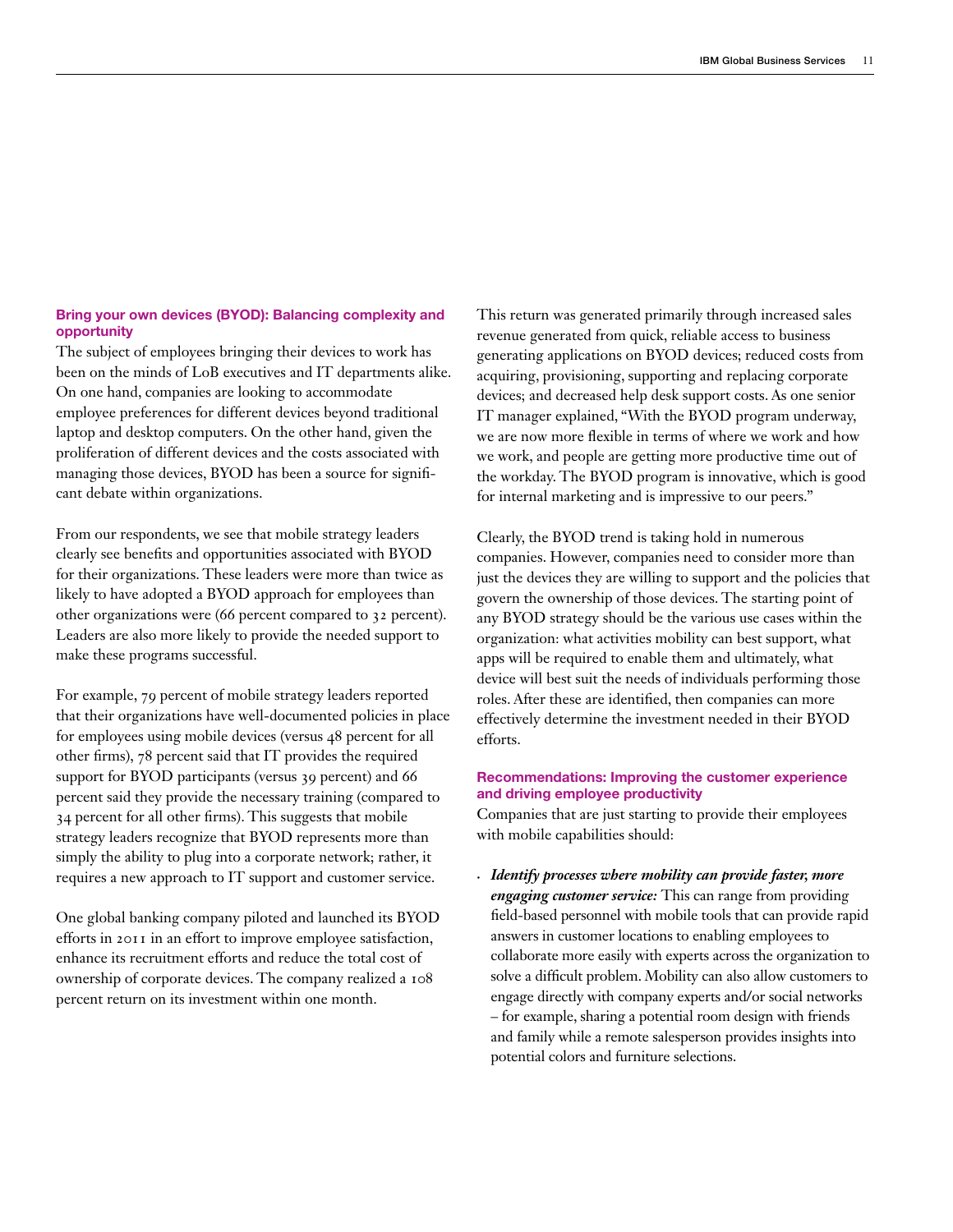### Bring your own devices (BYOD): Balancing complexity and opportunity

The subject of employees bringing their devices to work has been on the minds of LoB executives and IT departments alike. On one hand, companies are looking to accommodate employee preferences for different devices beyond traditional laptop and desktop computers. On the other hand, given the proliferation of different devices and the costs associated with managing those devices, BYOD has been a source for significant debate within organizations.

From our respondents, we see that mobile strategy leaders clearly see benefits and opportunities associated with BYOD for their organizations. These leaders were more than twice as likely to have adopted a BYOD approach for employees than other organizations were (66 percent compared to 32 percent). Leaders are also more likely to provide the needed support to make these programs successful.

For example, 79 percent of mobile strategy leaders reported that their organizations have well-documented policies in place for employees using mobile devices (versus 48 percent for all other firms), 78 percent said that IT provides the required support for BYOD participants (versus 39 percent) and 66 percent said they provide the necessary training (compared to 34 percent for all other firms). This suggests that mobile strategy leaders recognize that BYOD represents more than simply the ability to plug into a corporate network; rather, it requires a new approach to IT support and customer service.

One global banking company piloted and launched its BYOD efforts in 2011 in an effort to improve employee satisfaction, enhance its recruitment efforts and reduce the total cost of ownership of corporate devices. The company realized a 108 percent return on its investment within one month.

This return was generated primarily through increased sales revenue generated from quick, reliable access to business generating applications on BYOD devices; reduced costs from acquiring, provisioning, supporting and replacing corporate devices; and decreased help desk support costs. As one senior IT manager explained, "With the BYOD program underway, we are now more flexible in terms of where we work and how we work, and people are getting more productive time out of the workday. The BYOD program is innovative, which is good for internal marketing and is impressive to our peers."

Clearly, the BYOD trend is taking hold in numerous companies. However, companies need to consider more than just the devices they are willing to support and the policies that govern the ownership of those devices. The starting point of any BYOD strategy should be the various use cases within the organization: what activities mobility can best support, what apps will be required to enable them and ultimately, what device will best suit the needs of individuals performing those roles. After these are identified, then companies can more effectively determine the investment needed in their BYOD efforts.

### Recommendations: Improving the customer experience and driving employee productivity

Companies that are just starting to provide their employees with mobile capabilities should:

- ***Identify processes where mobility can provide faster, more engaging customer service:*** This can range from providing field-based personnel with mobile tools that can provide rapid answers in customer locations to enabling employees to collaborate more easily with experts across the organization to solve a difficult problem. Mobility can also allow customers to engage directly with company experts and/or social networks – for example, sharing a potential room design with friends and family while a remote salesperson provides insights into potential colors and furniture selections.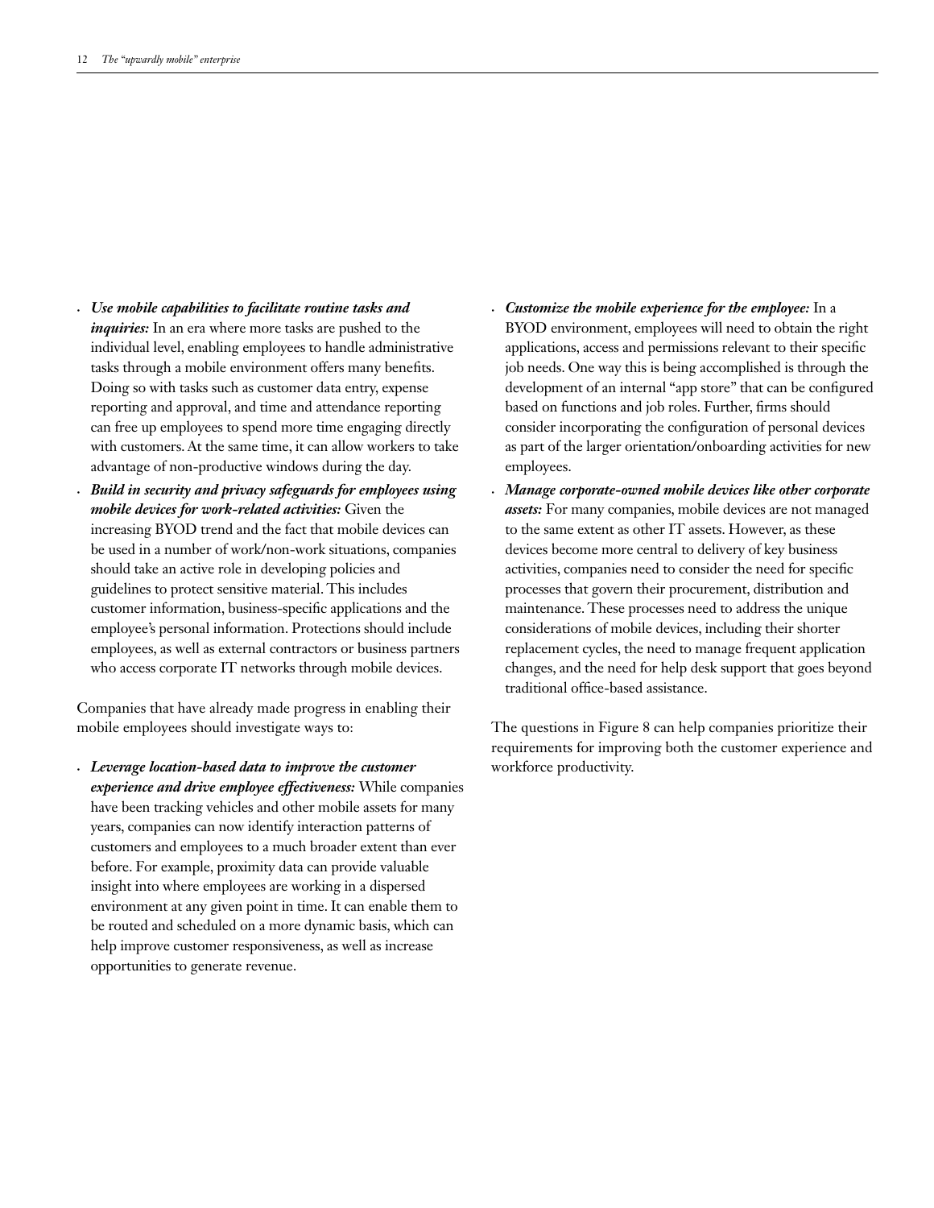- ***Use mobile capabilities to facilitate routine tasks and inquiries:*** In an era where more tasks are pushed to the individual level, enabling employees to handle administrative tasks through a mobile environment offers many benefits. Doing so with tasks such as customer data entry, expense reporting and approval, and time and attendance reporting can free up employees to spend more time engaging directly with customers. At the same time, it can allow workers to take advantage of non-productive windows during the day.
- ***Build in security and privacy safeguards for employees using mobile devices for work-related activities:*** Given the increasing BYOD trend and the fact that mobile devices can be used in a number of work/non-work situations, companies should take an active role in developing policies and guidelines to protect sensitive material. This includes customer information, business-specific applications and the employee's personal information. Protections should include employees, as well as external contractors or business partners who access corporate IT networks through mobile devices.

Companies that have already made progress in enabling their mobile employees should investigate ways to:

- ***Leverage location-based data to improve the customer experience and drive employee effectiveness:*** While companies have been tracking vehicles and other mobile assets for many years, companies can now identify interaction patterns of customers and employees to a much broader extent than ever before. For example, proximity data can provide valuable insight into where employees are working in a dispersed environment at any given point in time. It can enable them to be routed and scheduled on a more dynamic basis, which can help improve customer responsiveness, as well as increase opportunities to generate revenue.
- ***Customize the mobile experience for the employee:*** In a BYOD environment, employees will need to obtain the right applications, access and permissions relevant to their specific job needs. One way this is being accomplished is through the development of an internal "app store" that can be configured based on functions and job roles. Further, firms should consider incorporating the configuration of personal devices as part of the larger orientation/onboarding activities for new employees.
- ***Manage corporate-owned mobile devices like other corporate assets:*** For many companies, mobile devices are not managed to the same extent as other IT assets. However, as these devices become more central to delivery of key business activities, companies need to consider the need for specific processes that govern their procurement, distribution and maintenance. These processes need to address the unique considerations of mobile devices, including their shorter replacement cycles, the need to manage frequent application changes, and the need for help desk support that goes beyond traditional office-based assistance.

The questions in Figure 8 can help companies prioritize their requirements for improving both the customer experience and workforce productivity.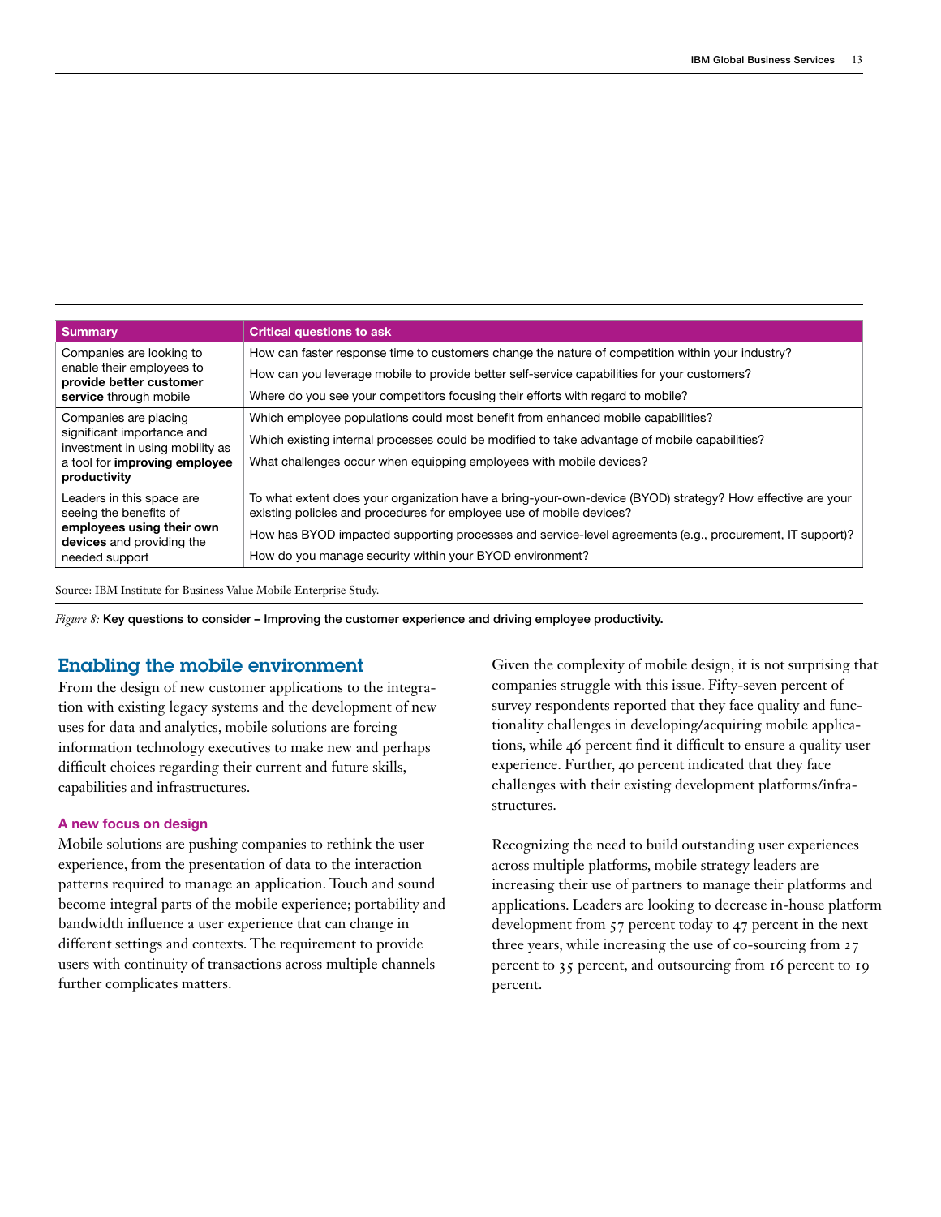| Summary | Critical questions to ask |
|---|---|
| Companies are looking to enable their employees to **provide better customer service** through mobile | How can faster response time to customers change the nature of competition within your industry?<br>How can you leverage mobile to provide better self-service capabilities for your customers?<br>Where do you see your competitors focusing their efforts with regard to mobile? |
| Companies are placing significant importance and investment in using mobility as a tool for **improving employee productivity** | Which employee populations could most benefit from enhanced mobile capabilities?<br>Which existing internal processes could be modified to take advantage of mobile capabilities?<br>What challenges occur when equipping employees with mobile devices? |
| Leaders in this space are seeing the benefits of **employees using their own devices** and providing the needed support | To what extent does your organization have a bring-your-own-device (BYOD) strategy? How effective are your existing policies and procedures for employee use of mobile devices?<br>How has BYOD impacted supporting processes and service-level agreements (e.g., procurement, IT support)?<br>How do you manage security within your BYOD environment? |

Source: IBM Institute for Business Value Mobile Enterprise Study.

*Figure 8:* **Key questions to consider – Improving the customer experience and driving employee productivity.**

## Enabling the mobile environment

From the design of new customer applications to the integration with existing legacy systems and the development of new uses for data and analytics, mobile solutions are forcing information technology executives to make new and perhaps difficult choices regarding their current and future skills, capabilities and infrastructures.

### A new focus on design

Mobile solutions are pushing companies to rethink the user experience, from the presentation of data to the interaction patterns required to manage an application. Touch and sound become integral parts of the mobile experience; portability and bandwidth influence a user experience that can change in different settings and contexts. The requirement to provide users with continuity of transactions across multiple channels further complicates matters.

Given the complexity of mobile design, it is not surprising that companies struggle with this issue. Fifty-seven percent of survey respondents reported that they face quality and functionality challenges in developing/acquiring mobile applications, while 46 percent find it difficult to ensure a quality user experience. Further, 40 percent indicated that they face challenges with their existing development platforms/infrastructures.

Recognizing the need to build outstanding user experiences across multiple platforms, mobile strategy leaders are increasing their use of partners to manage their platforms and applications. Leaders are looking to decrease in-house platform development from 57 percent today to 47 percent in the next three years, while increasing the use of co-sourcing from 27 percent to 35 percent, and outsourcing from 16 percent to 19 percent.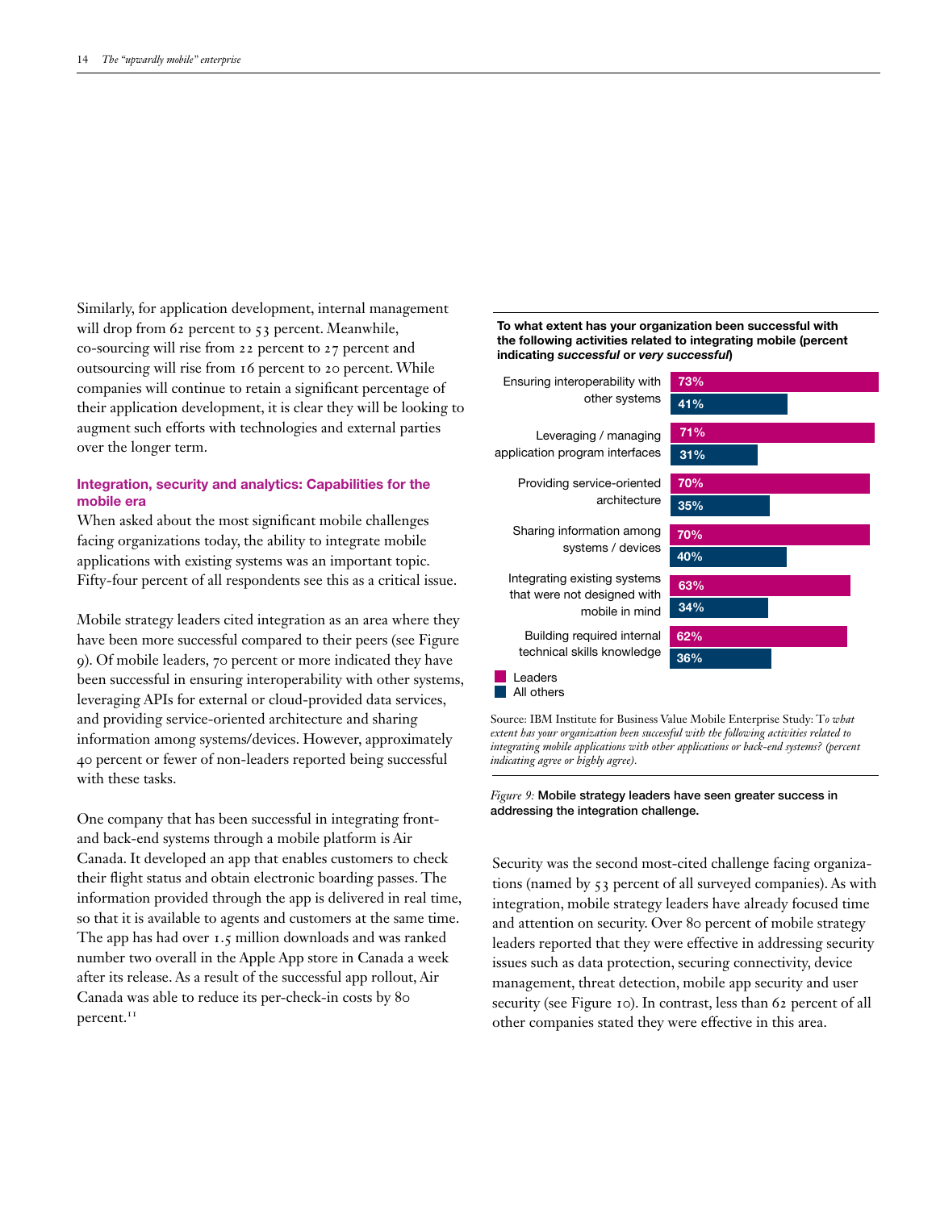Similarly, for application development, internal management will drop from 62 percent to 53 percent. Meanwhile, co-sourcing will rise from 22 percent to 27 percent and outsourcing will rise from 16 percent to 20 percent. While companies will continue to retain a significant percentage of their application development, it is clear they will be looking to augment such efforts with technologies and external parties over the longer term.

### Integration, security and analytics: Capabilities for the mobile era

When asked about the most significant mobile challenges facing organizations today, the ability to integrate mobile applications with existing systems was an important topic. Fifty-four percent of all respondents see this as a critical issue.

Mobile strategy leaders cited integration as an area where they have been more successful compared to their peers (see Figure 9). Of mobile leaders, 70 percent or more indicated they have been successful in ensuring interoperability with other systems, leveraging APIs for external or cloud-provided data services, and providing service-oriented architecture and sharing information among systems/devices. However, approximately 40 percent or fewer of non-leaders reported being successful with these tasks.

One company that has been successful in integrating front- and back-end systems through a mobile platform is Air Canada. It developed an app that enables customers to check their flight status and obtain electronic boarding passes. The information provided through the app is delivered in real time, so that it is available to agents and customers at the same time. The app has had over 1.5 million downloads and was ranked number two overall in the Apple App store in Canada a week after its release. As a result of the successful app rollout, Air Canada was able to reduce its per-check-in costs by 80 percent.[11]

**To what extent has your organization been successful with the following activities related to integrating mobile (percent indicating *successful* or *very successful*)**

| Activity | Leaders | All others |
|---|---|---|
| Ensuring interoperability with other systems | 73% | 41% |
| Leveraging / managing application program interfaces | 71% | 31% |
| Providing service-oriented architecture | 70% | 35% |
| Sharing information among systems / devices | 70% | 40% |
| Integrating existing systems that were not designed with mobile in mind | 63% | 34% |
| Building required internal technical skills knowledge | 62% | 36% |

Source: IBM Institute for Business Value Mobile Enterprise Study: *To what extent has your organization been successful with the following activities related to integrating mobile applications with other applications or back-end systems? (percent indicating agree or highly agree).*

*Figure 9:* **Mobile strategy leaders have seen greater success in addressing the integration challenge.**

Security was the second most-cited challenge facing organizations (named by 53 percent of all surveyed companies). As with integration, mobile strategy leaders have already focused time and attention on security. Over 80 percent of mobile strategy leaders reported that they were effective in addressing security issues such as data protection, securing connectivity, device management, threat detection, mobile app security and user security (see Figure 10). In contrast, less than 62 percent of all other companies stated they were effective in this area.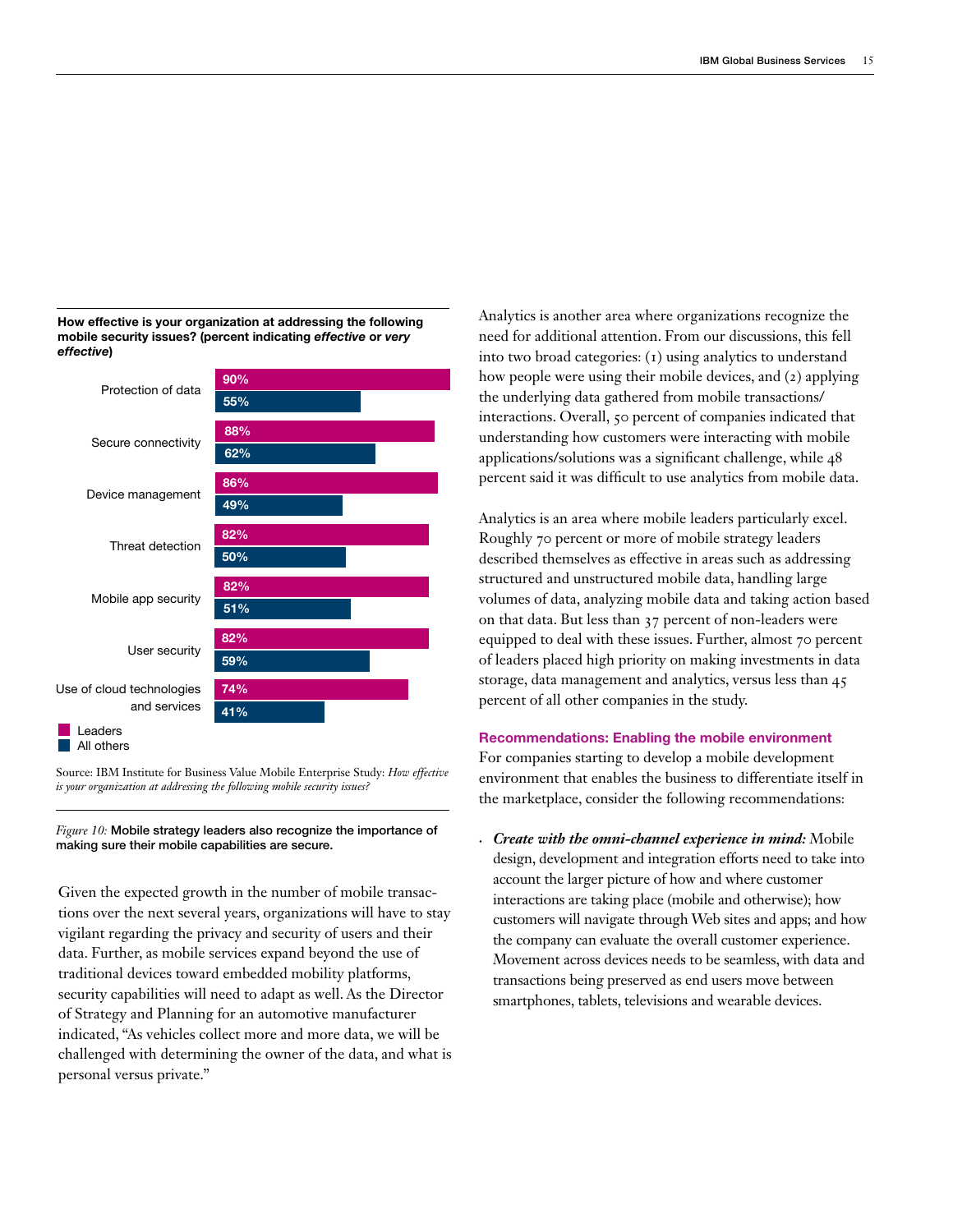**How effective is your organization at addressing the following mobile security issues? (percent indicating *effective* or *very effective*)**

| | Leaders | All others |
|---|---|---|
| Protection of data | 90% | 55% |
| Secure connectivity | 88% | 62% |
| Device management | 86% | 49% |
| Threat detection | 82% | 50% |
| Mobile app security | 82% | 51% |
| User security | 82% | 59% |
| Use of cloud technologies and services | 74% | 41% |

Source: IBM Institute for Business Value Mobile Enterprise Study: *How effective is your organization at addressing the following mobile security issues?*

*Figure 10:* **Mobile strategy leaders also recognize the importance of making sure their mobile capabilities are secure.**

Given the expected growth in the number of mobile transactions over the next several years, organizations will have to stay vigilant regarding the privacy and security of users and their data. Further, as mobile services expand beyond the use of traditional devices toward embedded mobility platforms, security capabilities will need to adapt as well. As the Director of Strategy and Planning for an automotive manufacturer indicated, "As vehicles collect more and more data, we will be challenged with determining the owner of the data, and what is personal versus private."

Analytics is another area where organizations recognize the need for additional attention. From our discussions, this fell into two broad categories: (1) using analytics to understand how people were using their mobile devices, and (2) applying the underlying data gathered from mobile transactions/interactions. Overall, 50 percent of companies indicated that understanding how customers were interacting with mobile applications/solutions was a significant challenge, while 48 percent said it was difficult to use analytics from mobile data.

Analytics is an area where mobile leaders particularly excel. Roughly 70 percent or more of mobile strategy leaders described themselves as effective in areas such as addressing structured and unstructured mobile data, handling large volumes of data, analyzing mobile data and taking action based on that data. But less than 37 percent of non-leaders were equipped to deal with these issues. Further, almost 70 percent of leaders placed high priority on making investments in data storage, data management and analytics, versus less than 45 percent of all other companies in the study.

### Recommendations: Enabling the mobile environment

For companies starting to develop a mobile development environment that enables the business to differentiate itself in the marketplace, consider the following recommendations:

- ***Create with the omni-channel experience in mind:*** Mobile design, development and integration efforts need to take into account the larger picture of how and where customer interactions are taking place (mobile and otherwise); how customers will navigate through Web sites and apps; and how the company can evaluate the overall customer experience. Movement across devices needs to be seamless, with data and transactions being preserved as end users move between smartphones, tablets, televisions and wearable devices.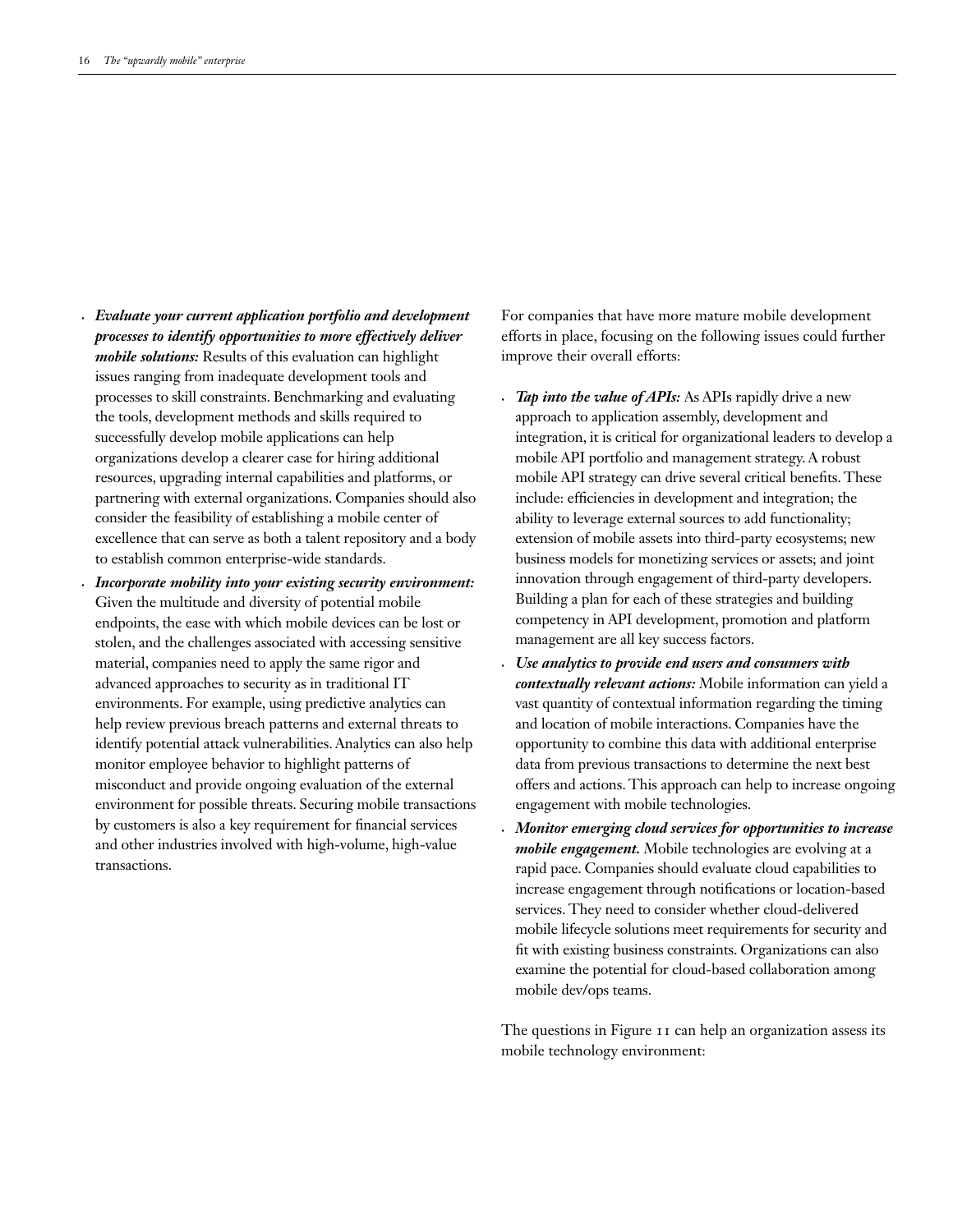- ***Evaluate your current application portfolio and development processes to identify opportunities to more effectively deliver mobile solutions:*** Results of this evaluation can highlight issues ranging from inadequate development tools and processes to skill constraints. Benchmarking and evaluating the tools, development methods and skills required to successfully develop mobile applications can help organizations develop a clearer case for hiring additional resources, upgrading internal capabilities and platforms, or partnering with external organizations. Companies should also consider the feasibility of establishing a mobile center of excellence that can serve as both a talent repository and a body to establish common enterprise-wide standards.
- ***Incorporate mobility into your existing security environment:*** Given the multitude and diversity of potential mobile endpoints, the ease with which mobile devices can be lost or stolen, and the challenges associated with accessing sensitive material, companies need to apply the same rigor and advanced approaches to security as in traditional IT environments. For example, using predictive analytics can help review previous breach patterns and external threats to identify potential attack vulnerabilities. Analytics can also help monitor employee behavior to highlight patterns of misconduct and provide ongoing evaluation of the external environment for possible threats. Securing mobile transactions by customers is also a key requirement for financial services and other industries involved with high-volume, high-value transactions.

For companies that have more mature mobile development efforts in place, focusing on the following issues could further improve their overall efforts:

- ***Tap into the value of APIs:*** As APIs rapidly drive a new approach to application assembly, development and integration, it is critical for organizational leaders to develop a mobile API portfolio and management strategy. A robust mobile API strategy can drive several critical benefits. These include: efficiencies in development and integration; the ability to leverage external sources to add functionality; extension of mobile assets into third-party ecosystems; new business models for monetizing services or assets; and joint innovation through engagement of third-party developers. Building a plan for each of these strategies and building competency in API development, promotion and platform management are all key success factors.
- ***Use analytics to provide end users and consumers with contextually relevant actions:*** Mobile information can yield a vast quantity of contextual information regarding the timing and location of mobile interactions. Companies have the opportunity to combine this data with additional enterprise data from previous transactions to determine the next best offers and actions. This approach can help to increase ongoing engagement with mobile technologies.
- ***Monitor emerging cloud services for opportunities to increase mobile engagement.*** Mobile technologies are evolving at a rapid pace. Companies should evaluate cloud capabilities to increase engagement through notifications or location-based services. They need to consider whether cloud-delivered mobile lifecycle solutions meet requirements for security and fit with existing business constraints. Organizations can also examine the potential for cloud-based collaboration among mobile dev/ops teams.

The questions in Figure 11 can help an organization assess its mobile technology environment: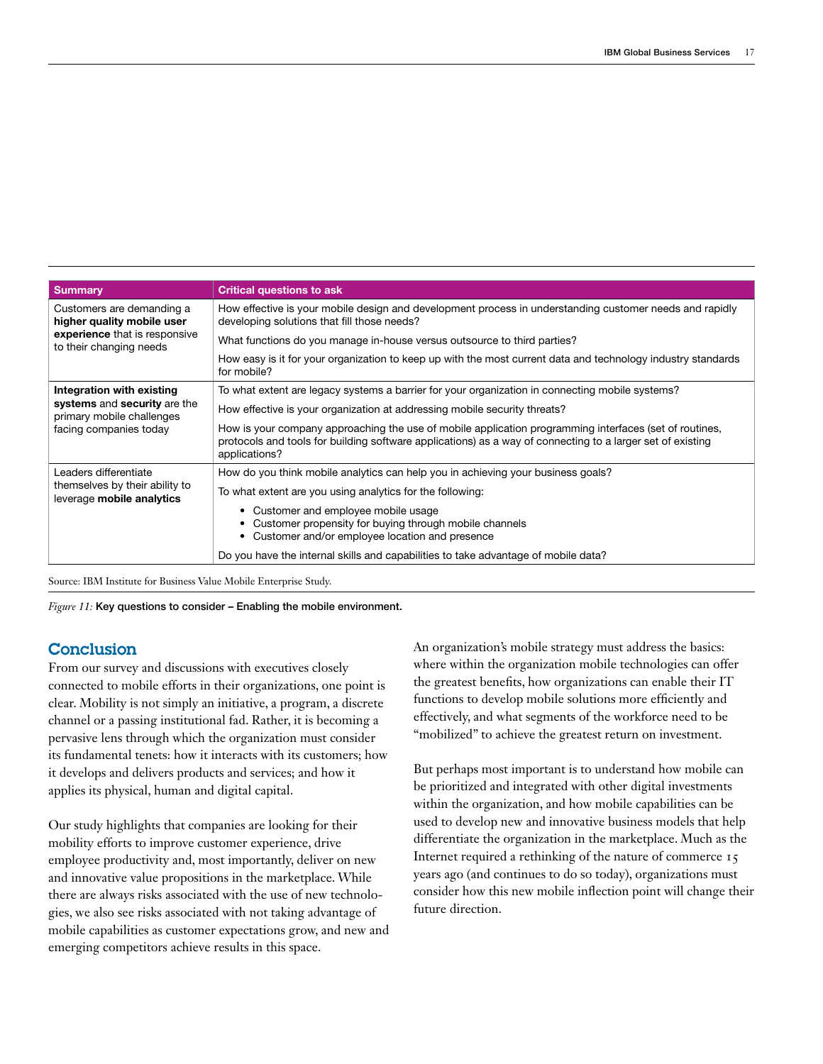| Summary | Critical questions to ask |
|---|---|
| Customers are demanding a **higher quality mobile user experience** that is responsive to their changing needs | How effective is your mobile design and development process in understanding customer needs and rapidly developing solutions that fill those needs? |
| | What functions do you manage in-house versus outsource to third parties? |
| | How easy is it for your organization to keep up with the most current data and technology industry standards for mobile? |
| **Integration with existing systems** and **security** are the primary mobile challenges facing companies today | To what extent are legacy systems a barrier for your organization in connecting mobile systems? |
| | How effective is your organization at addressing mobile security threats? |
| | How is your company approaching the use of mobile application programming interfaces (set of routines, protocols and tools for building software applications) as a way of connecting to a larger set of existing applications? |
| Leaders differentiate themselves by their ability to leverage **mobile analytics** | How do you think mobile analytics can help you in achieving your business goals? |
| | To what extent are you using analytics for the following: |
| | • Customer and employee mobile usage<br>• Customer propensity for buying through mobile channels<br>• Customer and/or employee location and presence |
| | Do you have the internal skills and capabilities to take advantage of mobile data? |

Source: IBM Institute for Business Value Mobile Enterprise Study.

*Figure 11:* **Key questions to consider – Enabling the mobile environment.**

## Conclusion

From our survey and discussions with executives closely connected to mobile efforts in their organizations, one point is clear. Mobility is not simply an initiative, a program, a discrete channel or a passing institutional fad. Rather, it is becoming a pervasive lens through which the organization must consider its fundamental tenets: how it interacts with its customers; how it develops and delivers products and services; and how it applies its physical, human and digital capital.

Our study highlights that companies are looking for their mobility efforts to improve customer experience, drive employee productivity and, most importantly, deliver on new and innovative value propositions in the marketplace. While there are always risks associated with the use of new technologies, we also see risks associated with not taking advantage of mobile capabilities as customer expectations grow, and new and emerging competitors achieve results in this space.

An organization's mobile strategy must address the basics: where within the organization mobile technologies can offer the greatest benefits, how organizations can enable their IT functions to develop mobile solutions more efficiently and effectively, and what segments of the workforce need to be "mobilized" to achieve the greatest return on investment.

But perhaps most important is to understand how mobile can be prioritized and integrated with other digital investments within the organization, and how mobile capabilities can be used to develop new and innovative business models that help differentiate the organization in the marketplace. Much as the Internet required a rethinking of the nature of commerce 15 years ago (and continues to do so today), organizations must consider how this new mobile inflection point will change their future direction.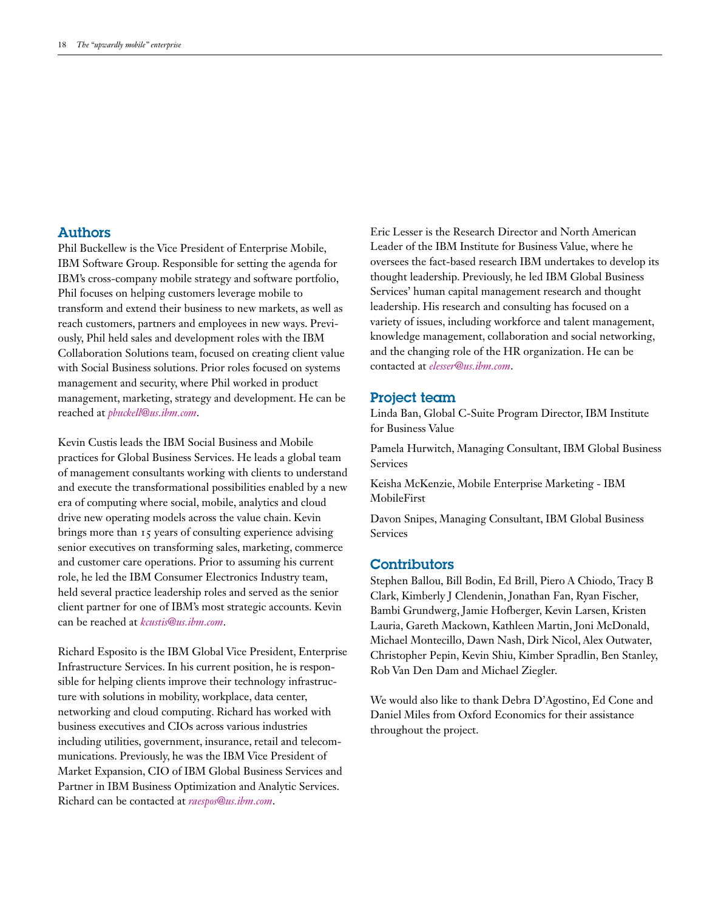## Authors

Phil Buckellew is the Vice President of Enterprise Mobile, IBM Software Group. Responsible for setting the agenda for IBM's cross-company mobile strategy and software portfolio, Phil focuses on helping customers leverage mobile to transform and extend their business to new markets, as well as reach customers, partners and employees in new ways. Previously, Phil held sales and development roles with the IBM Collaboration Solutions team, focused on creating client value with Social Business solutions. Prior roles focused on systems management and security, where Phil worked in product management, marketing, strategy and development. He can be reached at *pbuckell@us.ibm.com*.

Kevin Custis leads the IBM Social Business and Mobile practices for Global Business Services. He leads a global team of management consultants working with clients to understand and execute the transformational possibilities enabled by a new era of computing where social, mobile, analytics and cloud drive new operating models across the value chain. Kevin brings more than 15 years of consulting experience advising senior executives on transforming sales, marketing, commerce and customer care operations. Prior to assuming his current role, he led the IBM Consumer Electronics Industry team, held several practice leadership roles and served as the senior client partner for one of IBM's most strategic accounts. Kevin can be reached at *kcustis@us.ibm.com*.

Richard Esposito is the IBM Global Vice President, Enterprise Infrastructure Services. In his current position, he is responsible for helping clients improve their technology infrastructure with solutions in mobility, workplace, data center, networking and cloud computing. Richard has worked with business executives and CIOs across various industries including utilities, government, insurance, retail and telecommunications. Previously, he was the IBM Vice President of Market Expansion, CIO of IBM Global Business Services and Partner in IBM Business Optimization and Analytic Services. Richard can be contacted at *raespos@us.ibm.com*.

Eric Lesser is the Research Director and North American Leader of the IBM Institute for Business Value, where he oversees the fact-based research IBM undertakes to develop its thought leadership. Previously, he led IBM Global Business Services' human capital management research and thought leadership. His research and consulting has focused on a variety of issues, including workforce and talent management, knowledge management, collaboration and social networking, and the changing role of the HR organization. He can be contacted at *elesser@us.ibm.com*.

## Project team

Linda Ban, Global C-Suite Program Director, IBM Institute for Business Value

Pamela Hurwitch, Managing Consultant, IBM Global Business Services

Keisha McKenzie, Mobile Enterprise Marketing - IBM MobileFirst

Davon Snipes, Managing Consultant, IBM Global Business Services

## Contributors

Stephen Ballou, Bill Bodin, Ed Brill, Piero A Chiodo, Tracy B Clark, Kimberly J Clendenin, Jonathan Fan, Ryan Fischer, Bambi Grundwerg, Jamie Hofberger, Kevin Larsen, Kristen Lauria, Gareth Mackown, Kathleen Martin, Joni McDonald, Michael Montecillo, Dawn Nash, Dirk Nicol, Alex Outwater, Christopher Pepin, Kevin Shiu, Kimber Spradlin, Ben Stanley, Rob Van Den Dam and Michael Ziegler.

We would also like to thank Debra D'Agostino, Ed Cone and Daniel Miles from Oxford Economics for their assistance throughout the project.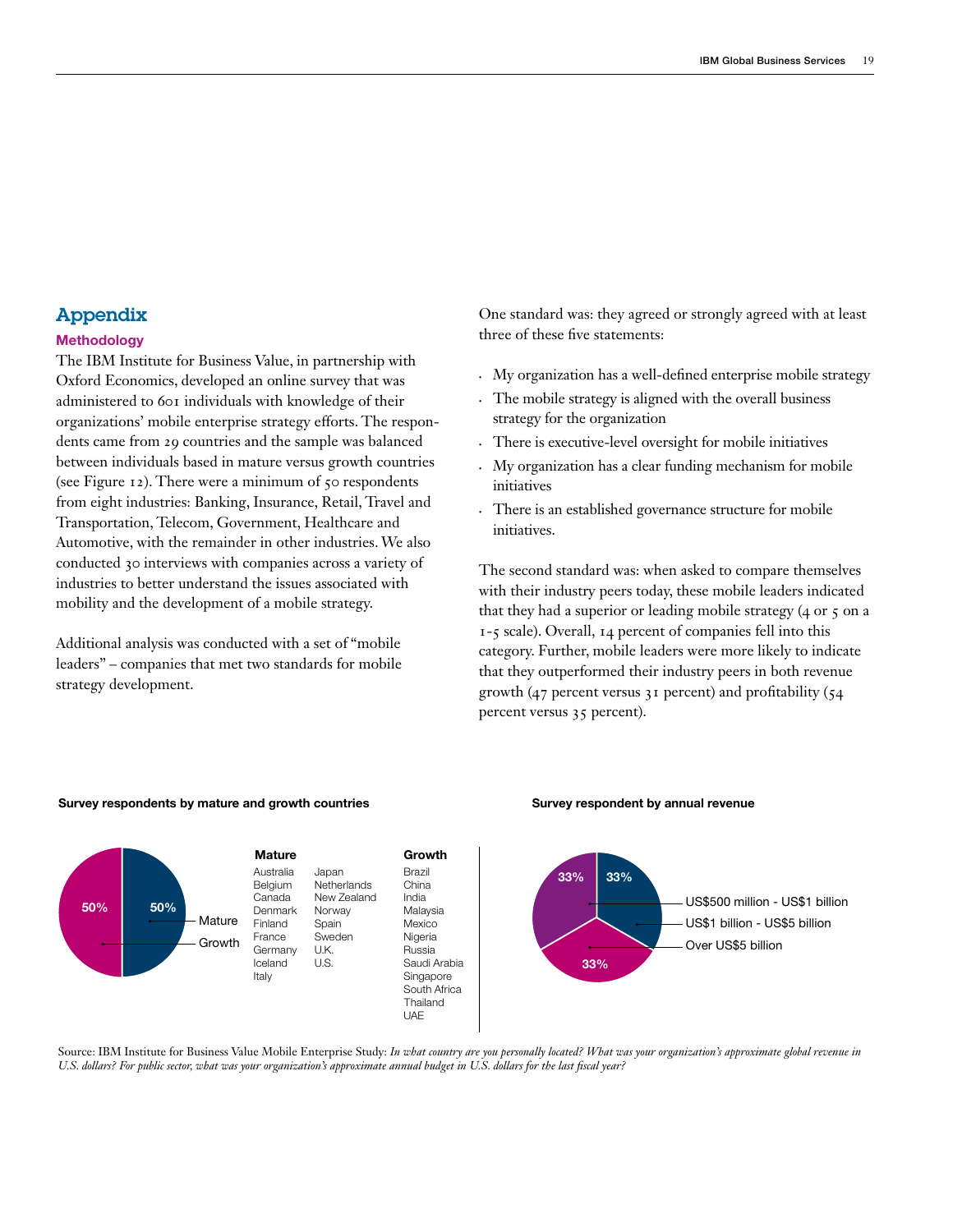# Appendix

## Methodology

The IBM Institute for Business Value, in partnership with Oxford Economics, developed an online survey that was administered to 601 individuals with knowledge of their organizations' mobile enterprise strategy efforts. The respondents came from 29 countries and the sample was balanced between individuals based in mature versus growth countries (see Figure 12). There were a minimum of 50 respondents from eight industries: Banking, Insurance, Retail, Travel and Transportation, Telecom, Government, Healthcare and Automotive, with the remainder in other industries. We also conducted 30 interviews with companies across a variety of industries to better understand the issues associated with mobility and the development of a mobile strategy.

Additional analysis was conducted with a set of "mobile leaders" – companies that met two standards for mobile strategy development.

One standard was: they agreed or strongly agreed with at least three of these five statements:

- My organization has a well-defined enterprise mobile strategy
- The mobile strategy is aligned with the overall business strategy for the organization
- There is executive-level oversight for mobile initiatives
- My organization has a clear funding mechanism for mobile initiatives
- There is an established governance structure for mobile initiatives.

The second standard was: when asked to compare themselves with their industry peers today, these mobile leaders indicated that they had a superior or leading mobile strategy (4 or 5 on a 1-5 scale). Overall, 14 percent of companies fell into this category. Further, mobile leaders were more likely to indicate that they outperformed their industry peers in both revenue growth (47 percent versus 31 percent) and profitability (54 percent versus 35 percent).

**Survey respondents by mature and growth countries**

| Segment | Share |
|---|---|
| Mature | 50% |
| Growth | 50% |

| Mature | | Growth |
|---|---|---|
| Australia | Japan | Brazil |
| Belgium | Netherlands | China |
| Canada | New Zealand | India |
| Denmark | Norway | Malaysia |
| Finland | Spain | Mexico |
| France | Sweden | Nigeria |
| Germany | U.K. | Russia |
| Iceland | U.S. | Saudi Arabia |
| Italy | | Singapore |
| | | South Africa |
| | | Thailand |
| | | UAE |

**Survey respondent by annual revenue**

| Annual revenue | Share |
|---|---|
| US$500 million - US$1 billion | 33% |
| US$1 billion - US$5 billion | 33% |
| Over US$5 billion | 33% |

Source: IBM Institute for Business Value Mobile Enterprise Study: *In what country are you personally located? What was your organization's approximate global revenue in U.S. dollars? For public sector, what was your organization's approximate annual budget in U.S. dollars for the last fiscal year?*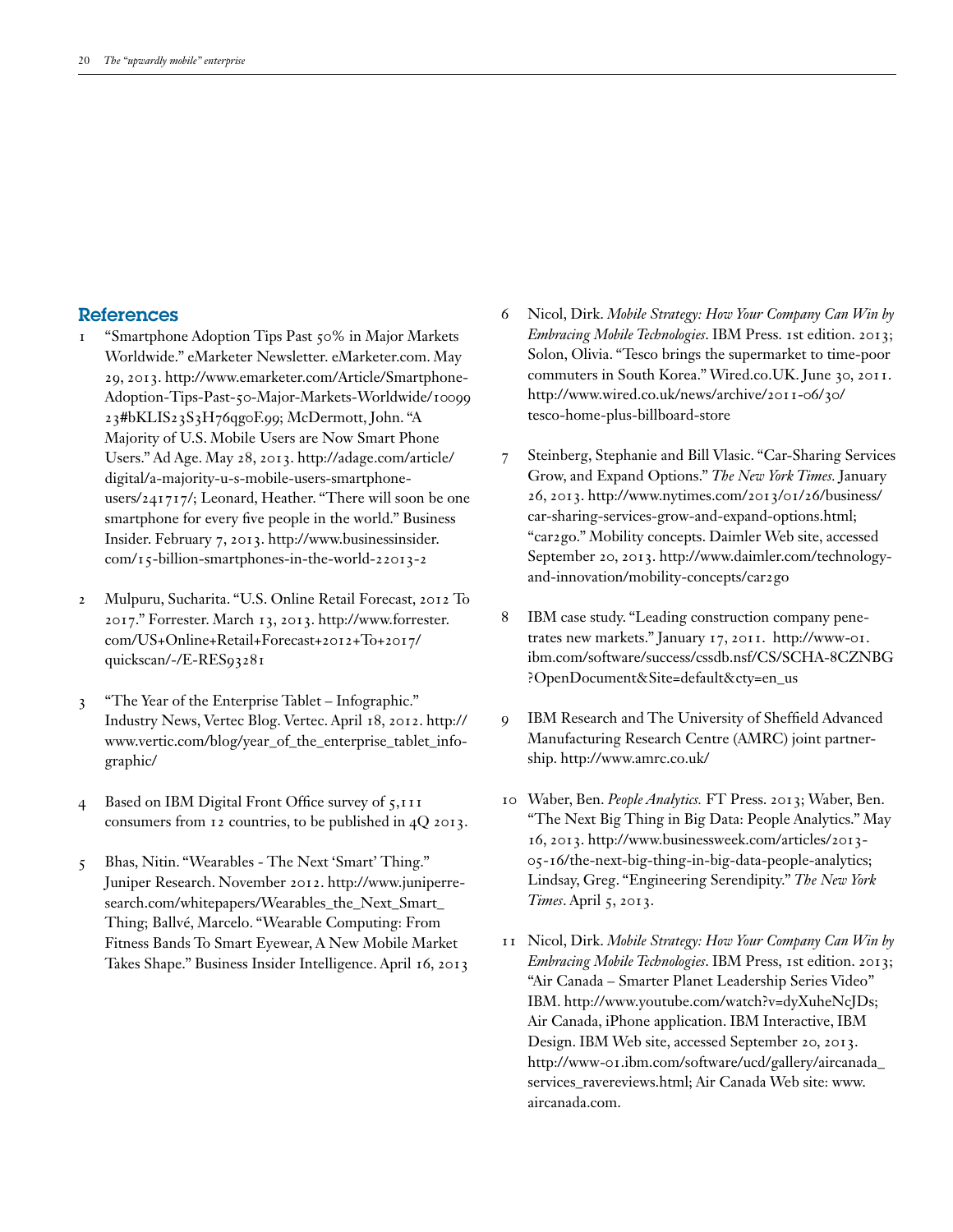## References

1. "Smartphone Adoption Tips Past 50% in Major Markets Worldwide." eMarketer Newsletter. eMarketer.com. May 29, 2013. http://www.emarketer.com/Article/Smartphone-Adoption-Tips-Past-50-Major-Markets-Worldwide/1009923#bKLIS23S3H76qg0F.99; McDermott, John. "A Majority of U.S. Mobile Users are Now Smart Phone Users." Ad Age. May 28, 2013. http://adage.com/article/digital/a-majority-u-s-mobile-users-smartphone-users/241717/; Leonard, Heather. "There will soon be one smartphone for every five people in the world." Business Insider. February 7, 2013. http://www.businessinsider.com/15-billion-smartphones-in-the-world-22013-2

2. Mulpuru, Sucharita. "U.S. Online Retail Forecast, 2012 To 2017." Forrester. March 13, 2013. http://www.forrester.com/US+Online+Retail+Forecast+2012+To+2017/quickscan/-/E-RES93281

3. "The Year of the Enterprise Tablet – Infographic." Industry News, Vertec Blog. Vertec. April 18, 2012. http://www.vertic.com/blog/year_of_the_enterprise_tablet_infographic/

4. Based on IBM Digital Front Office survey of 5,111 consumers from 12 countries, to be published in 4Q 2013.

5. Bhas, Nitin. "Wearables - The Next 'Smart' Thing." Juniper Research. November 2012. http://www.juniperresearch.com/whitepapers/Wearables_the_Next_Smart_Thing; Ballvé, Marcelo. "Wearable Computing: From Fitness Bands To Smart Eyewear, A New Mobile Market Takes Shape." Business Insider Intelligence. April 16, 2013

6. Nicol, Dirk. *Mobile Strategy: How Your Company Can Win by Embracing Mobile Technologies*. IBM Press. 1st edition. 2013; Solon, Olivia. "Tesco brings the supermarket to time-poor commuters in South Korea." Wired.co.UK. June 30, 2011. http://www.wired.co.uk/news/archive/2011-06/30/tesco-home-plus-billboard-store

7. Steinberg, Stephanie and Bill Vlasic. "Car-Sharing Services Grow, and Expand Options." *The New York Times.* January 26, 2013. http://www.nytimes.com/2013/01/26/business/car-sharing-services-grow-and-expand-options.html; "car2go." Mobility concepts. Daimler Web site, accessed September 20, 2013. http://www.daimler.com/technology-and-innovation/mobility-concepts/car2go

8. IBM case study. "Leading construction company penetrates new markets." January 17, 2011. http://www-01.ibm.com/software/success/cssdb.nsf/CS/SCHA-8CZNBG?OpenDocument&Site=default&cty=en_us

9. IBM Research and The University of Sheffield Advanced Manufacturing Research Centre (AMRC) joint partnership. http://www.amrc.co.uk/

10. Waber, Ben. *People Analytics.* FT Press. 2013; Waber, Ben. "The Next Big Thing in Big Data: People Analytics." May 16, 2013. http://www.businessweek.com/articles/2013-05-16/the-next-big-thing-in-big-data-people-analytics; Lindsay, Greg. "Engineering Serendipity." *The New York Times*. April 5, 2013.

11. Nicol, Dirk. *Mobile Strategy: How Your Company Can Win by Embracing Mobile Technologies*. IBM Press, 1st edition. 2013; "Air Canada – Smarter Planet Leadership Series Video" IBM. http://www.youtube.com/watch?v=dyXuheNcJDs; Air Canada, iPhone application. IBM Interactive, IBM Design. IBM Web site, accessed September 20, 2013. http://www-01.ibm.com/software/ucd/gallery/aircanada_services_ravereviews.html; Air Canada Web site: www.aircanada.com.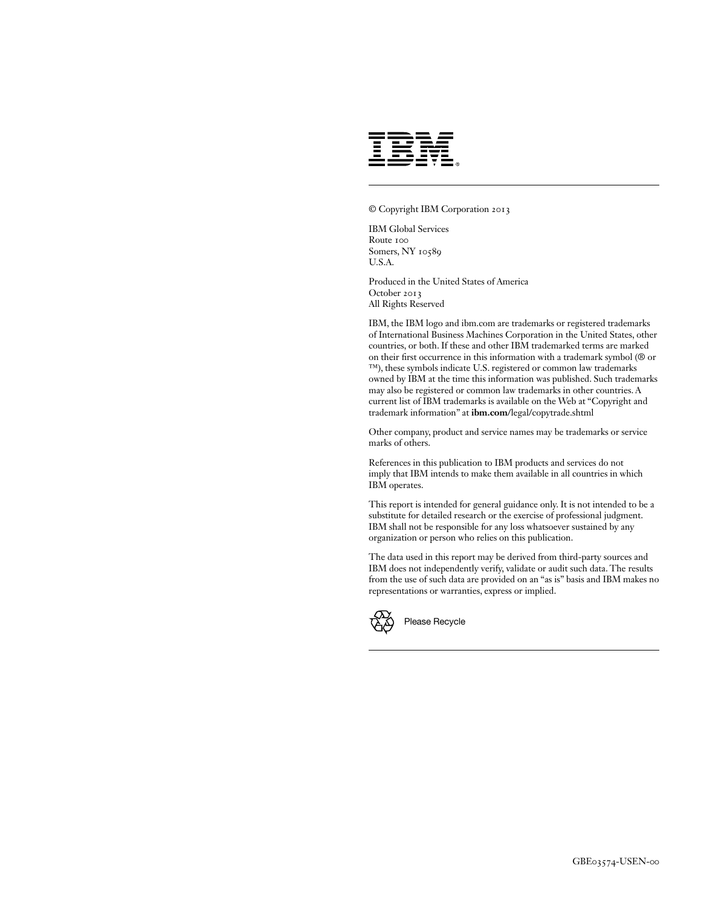© Copyright IBM Corporation 2013

IBM Global Services
Route 100
Somers, NY 10589
U.S.A.

Produced in the United States of America
October 2013
All Rights Reserved

IBM, the IBM logo and ibm.com are trademarks or registered trademarks of International Business Machines Corporation in the United States, other countries, or both. If these and other IBM trademarked terms are marked on their first occurrence in this information with a trademark symbol (® or ™), these symbols indicate U.S. registered or common law trademarks owned by IBM at the time this information was published. Such trademarks may also be registered or common law trademarks in other countries. A current list of IBM trademarks is available on the Web at "Copyright and trademark information" at **ibm.com**/legal/copytrade.shtml

Other company, product and service names may be trademarks or service marks of others.

References in this publication to IBM products and services do not imply that IBM intends to make them available in all countries in which IBM operates.

This report is intended for general guidance only. It is not intended to be a substitute for detailed research or the exercise of professional judgment. IBM shall not be responsible for any loss whatsoever sustained by any organization or person who relies on this publication.

The data used in this report may be derived from third-party sources and IBM does not independently verify, validate or audit such data. The results from the use of such data are provided on an "as is" basis and IBM makes no representations or warranties, express or implied.

Please Recycle

GBE03574-USEN-00